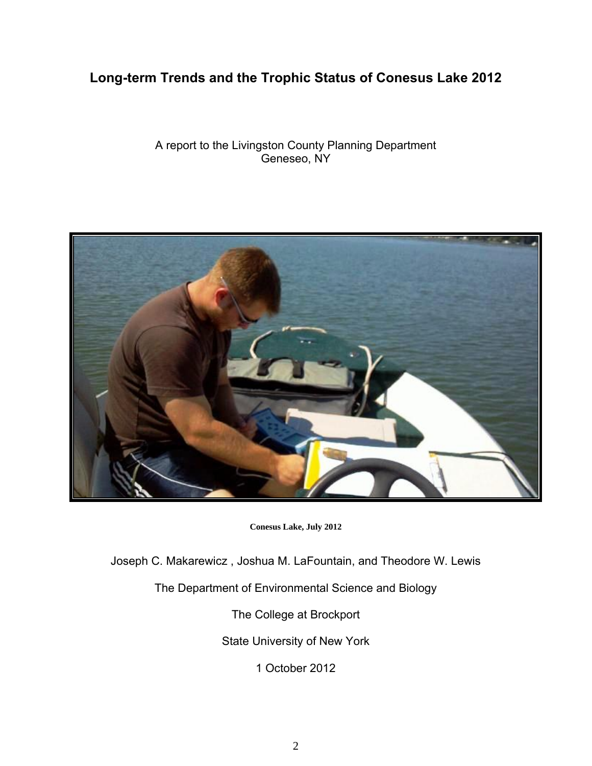# Long-term Trends and the Trophic Status of Conesus Lake 2012

A report to the Livingston County Planning Department
Geneseo, NY

**Conesus Lake, July 2012**

Joseph C. Makarewicz , Joshua M. LaFountain, and Theodore W. Lewis

The Department of Environmental Science and Biology

The College at Brockport

State University of New York

1 October 2012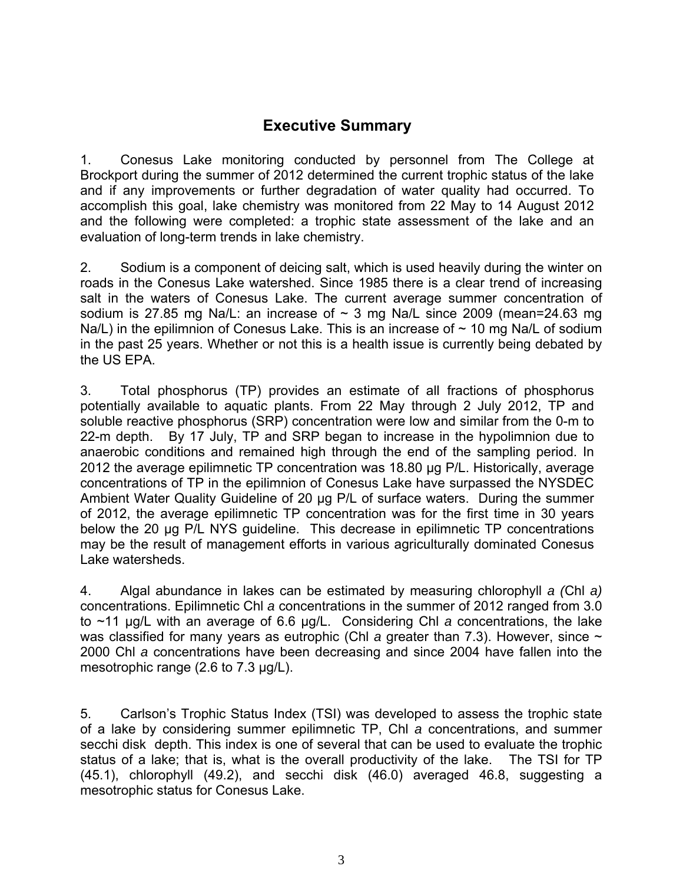## Executive Summary

1. Conesus Lake monitoring conducted by personnel from The College at Brockport during the summer of 2012 determined the current trophic status of the lake and if any improvements or further degradation of water quality had occurred. To accomplish this goal, lake chemistry was monitored from 22 May to 14 August 2012 and the following were completed: a trophic state assessment of the lake and an evaluation of long-term trends in lake chemistry.

2. Sodium is a component of deicing salt, which is used heavily during the winter on roads in the Conesus Lake watershed. Since 1985 there is a clear trend of increasing salt in the waters of Conesus Lake. The current average summer concentration of sodium is 27.85 mg Na/L: an increase of ~ 3 mg Na/L since 2009 (mean=24.63 mg Na/L) in the epilimnion of Conesus Lake. This is an increase of ~ 10 mg Na/L of sodium in the past 25 years. Whether or not this is a health issue is currently being debated by the US EPA.

3. Total phosphorus (TP) provides an estimate of all fractions of phosphorus potentially available to aquatic plants. From 22 May through 2 July 2012, TP and soluble reactive phosphorus (SRP) concentration were low and similar from the 0-m to 22-m depth. By 17 July, TP and SRP began to increase in the hypolimnion due to anaerobic conditions and remained high through the end of the sampling period. In 2012 the average epilimnetic TP concentration was 18.80 µg P/L. Historically, average concentrations of TP in the epilimnion of Conesus Lake have surpassed the NYSDEC Ambient Water Quality Guideline of 20 µg P/L of surface waters. During the summer of 2012, the average epilimnetic TP concentration was for the first time in 30 years below the 20 µg P/L NYS guideline. This decrease in epilimnetic TP concentrations may be the result of management efforts in various agriculturally dominated Conesus Lake watersheds.

4. Algal abundance in lakes can be estimated by measuring chlorophyll *a (*Chl *a)* concentrations. Epilimnetic Chl *a* concentrations in the summer of 2012 ranged from 3.0 to ~11 µg/L with an average of 6.6 µg/L. Considering Chl *a* concentrations, the lake was classified for many years as eutrophic (Chl *a* greater than 7.3). However, since ~ 2000 Chl *a* concentrations have been decreasing and since 2004 have fallen into the mesotrophic range (2.6 to 7.3 µg/L).

5. Carlson's Trophic Status Index (TSI) was developed to assess the trophic state of a lake by considering summer epilimnetic TP, Chl *a* concentrations, and summer secchi disk depth. This index is one of several that can be used to evaluate the trophic status of a lake; that is, what is the overall productivity of the lake. The TSI for TP (45.1), chlorophyll (49.2), and secchi disk (46.0) averaged 46.8, suggesting a mesotrophic status for Conesus Lake.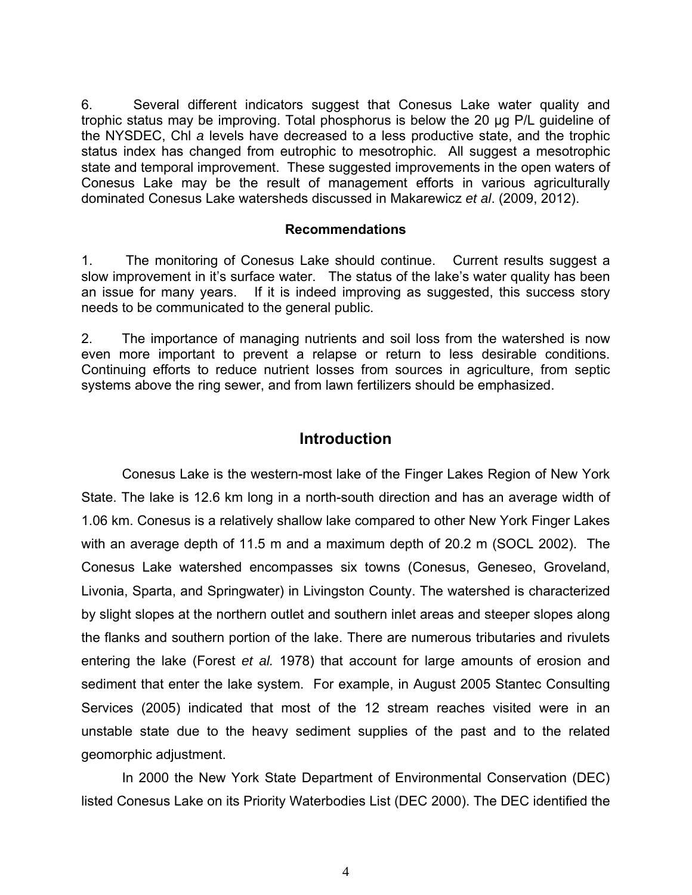6. Several different indicators suggest that Conesus Lake water quality and trophic status may be improving. Total phosphorus is below the 20 μg P/L guideline of the NYSDEC, Chl *a* levels have decreased to a less productive state, and the trophic status index has changed from eutrophic to mesotrophic. All suggest a mesotrophic state and temporal improvement. These suggested improvements in the open waters of Conesus Lake may be the result of management efforts in various agriculturally dominated Conesus Lake watersheds discussed in Makarewicz *et al*. (2009, 2012).

**Recommendations**

1. The monitoring of Conesus Lake should continue. Current results suggest a slow improvement in it's surface water. The status of the lake's water quality has been an issue for many years. If it is indeed improving as suggested, this success story needs to be communicated to the general public.

2. The importance of managing nutrients and soil loss from the watershed is now even more important to prevent a relapse or return to less desirable conditions. Continuing efforts to reduce nutrient losses from sources in agriculture, from septic systems above the ring sewer, and from lawn fertilizers should be emphasized.

## Introduction

Conesus Lake is the western-most lake of the Finger Lakes Region of New York State. The lake is 12.6 km long in a north-south direction and has an average width of 1.06 km. Conesus is a relatively shallow lake compared to other New York Finger Lakes with an average depth of 11.5 m and a maximum depth of 20.2 m (SOCL 2002). The Conesus Lake watershed encompasses six towns (Conesus, Geneseo, Groveland, Livonia, Sparta, and Springwater) in Livingston County. The watershed is characterized by slight slopes at the northern outlet and southern inlet areas and steeper slopes along the flanks and southern portion of the lake. There are numerous tributaries and rivulets entering the lake (Forest *et al.* 1978) that account for large amounts of erosion and sediment that enter the lake system. For example, in August 2005 Stantec Consulting Services (2005) indicated that most of the 12 stream reaches visited were in an unstable state due to the heavy sediment supplies of the past and to the related geomorphic adjustment.

In 2000 the New York State Department of Environmental Conservation (DEC) listed Conesus Lake on its Priority Waterbodies List (DEC 2000). The DEC identified the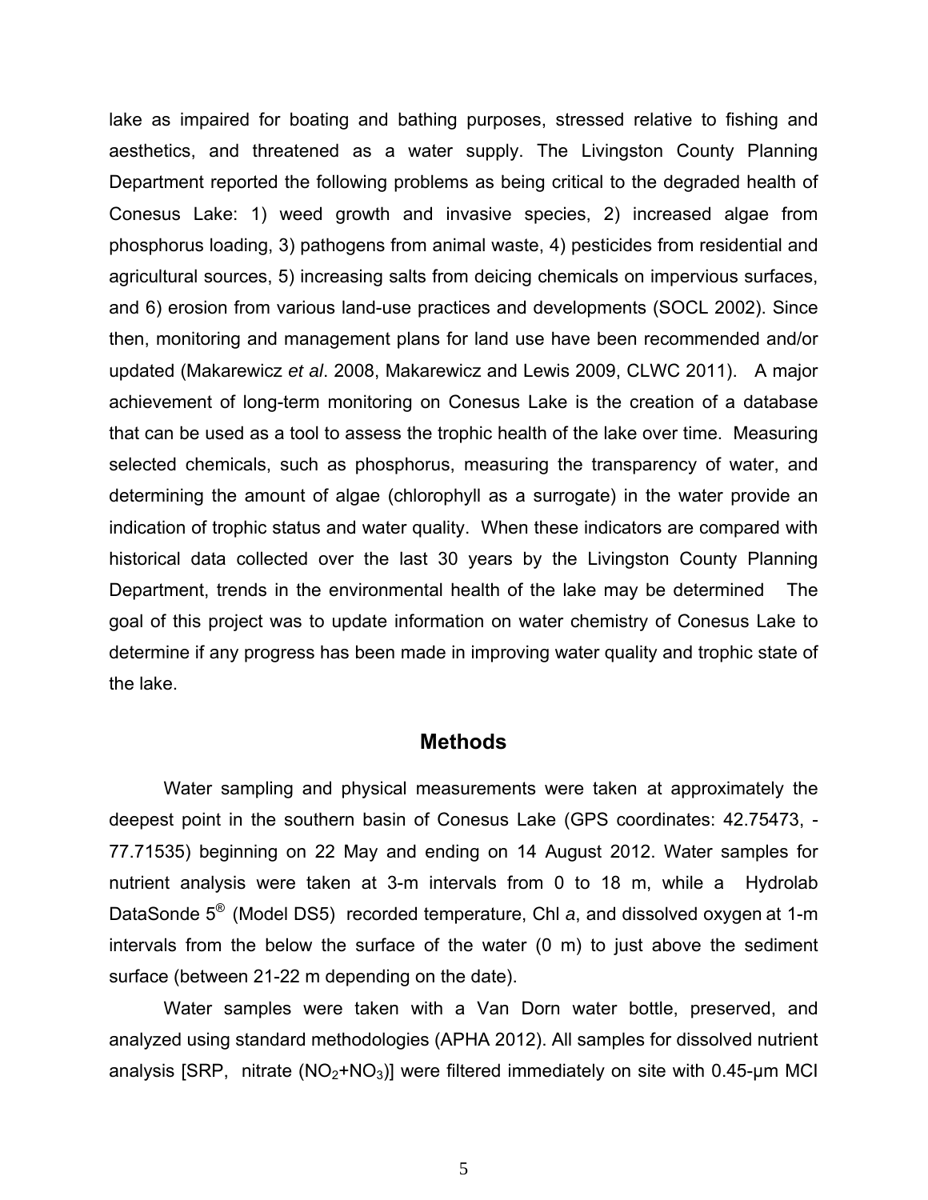lake as impaired for boating and bathing purposes, stressed relative to fishing and aesthetics, and threatened as a water supply. The Livingston County Planning Department reported the following problems as being critical to the degraded health of Conesus Lake: 1) weed growth and invasive species, 2) increased algae from phosphorus loading, 3) pathogens from animal waste, 4) pesticides from residential and agricultural sources, 5) increasing salts from deicing chemicals on impervious surfaces, and 6) erosion from various land-use practices and developments (SOCL 2002). Since then, monitoring and management plans for land use have been recommended and/or updated (Makarewicz *et al*. 2008, Makarewicz and Lewis 2009, CLWC 2011). A major achievement of long-term monitoring on Conesus Lake is the creation of a database that can be used as a tool to assess the trophic health of the lake over time. Measuring selected chemicals, such as phosphorus, measuring the transparency of water, and determining the amount of algae (chlorophyll as a surrogate) in the water provide an indication of trophic status and water quality. When these indicators are compared with historical data collected over the last 30 years by the Livingston County Planning Department, trends in the environmental health of the lake may be determined The goal of this project was to update information on water chemistry of Conesus Lake to determine if any progress has been made in improving water quality and trophic state of the lake.

## Methods

Water sampling and physical measurements were taken at approximately the deepest point in the southern basin of Conesus Lake (GPS coordinates: 42.75473, -77.71535) beginning on 22 May and ending on 14 August 2012. Water samples for nutrient analysis were taken at 3-m intervals from 0 to 18 m, while a Hydrolab DataSonde 5® (Model DS5) recorded temperature, Chl *a*, and dissolved oxygen at 1-m intervals from the below the surface of the water (0 m) to just above the sediment surface (between 21-22 m depending on the date).

Water samples were taken with a Van Dorn water bottle, preserved, and analyzed using standard methodologies (APHA 2012). All samples for dissolved nutrient analysis [SRP, nitrate ($NO_2$+$NO_3$)] were filtered immediately on site with 0.45-µm MCI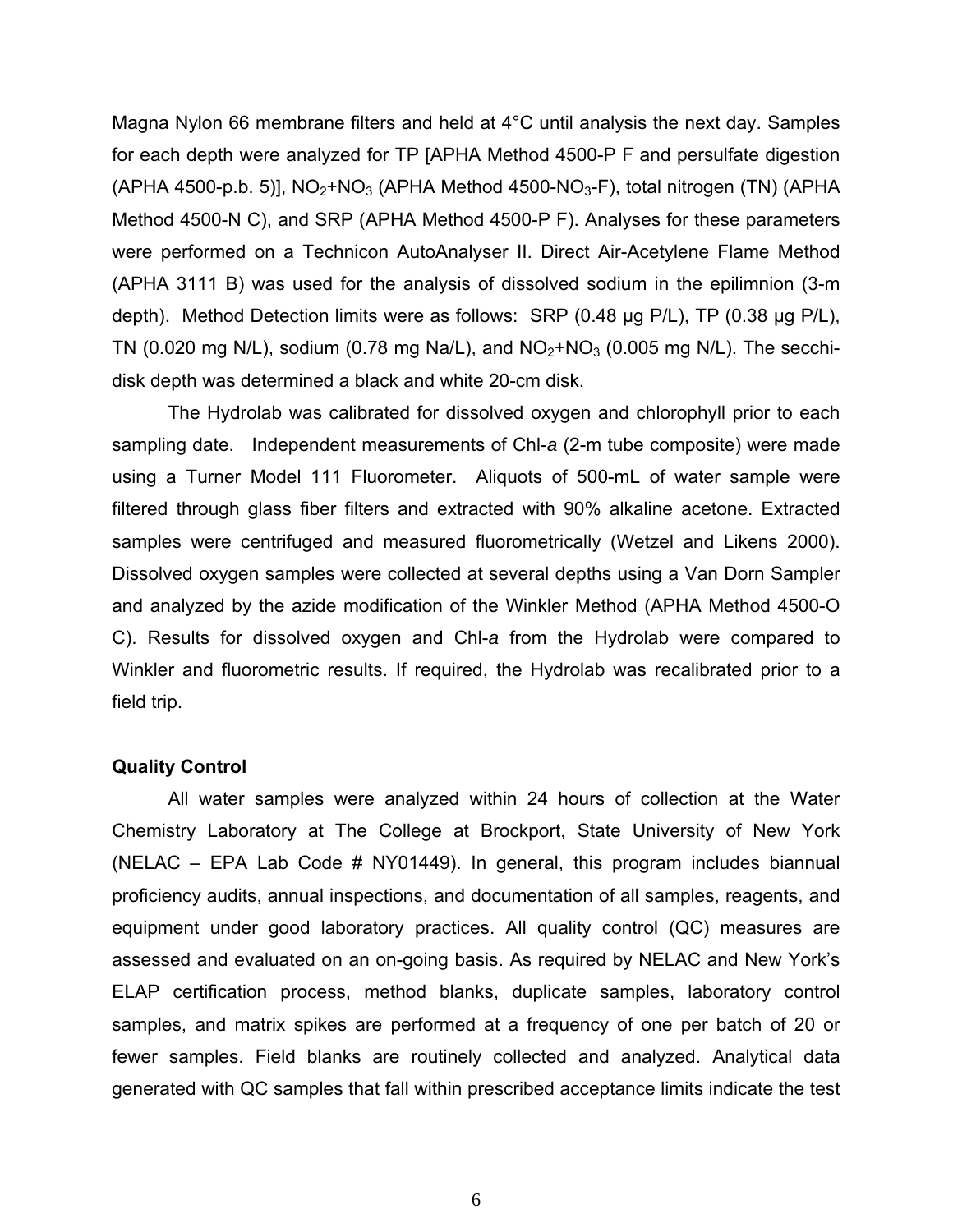Magna Nylon 66 membrane filters and held at 4°C until analysis the next day. Samples for each depth were analyzed for TP [APHA Method 4500-P F and persulfate digestion (APHA 4500-p.b. 5)], $NO_2$+$NO_3$ (APHA Method 4500-$NO_3$-F), total nitrogen (TN) (APHA Method 4500-N C), and SRP (APHA Method 4500-P F). Analyses for these parameters were performed on a Technicon AutoAnalyser II. Direct Air-Acetylene Flame Method (APHA 3111 B) was used for the analysis of dissolved sodium in the epilimnion (3-m depth). Method Detection limits were as follows: SRP (0.48 µg P/L), TP (0.38 µg P/L), TN (0.020 mg N/L), sodium (0.78 mg Na/L), and $NO_2$+$NO_3$ (0.005 mg N/L). The secchi-disk depth was determined a black and white 20-cm disk.

The Hydrolab was calibrated for dissolved oxygen and chlorophyll prior to each sampling date. Independent measurements of Chl-*a* (2-m tube composite) were made using a Turner Model 111 Fluorometer. Aliquots of 500-mL of water sample were filtered through glass fiber filters and extracted with 90% alkaline acetone. Extracted samples were centrifuged and measured fluorometrically (Wetzel and Likens 2000). Dissolved oxygen samples were collected at several depths using a Van Dorn Sampler and analyzed by the azide modification of the Winkler Method (APHA Method 4500-O C). Results for dissolved oxygen and Chl-*a* from the Hydrolab were compared to Winkler and fluorometric results. If required, the Hydrolab was recalibrated prior to a field trip.

**Quality Control**

All water samples were analyzed within 24 hours of collection at the Water Chemistry Laboratory at The College at Brockport, State University of New York (NELAC – EPA Lab Code # NY01449). In general, this program includes biannual proficiency audits, annual inspections, and documentation of all samples, reagents, and equipment under good laboratory practices. All quality control (QC) measures are assessed and evaluated on an on-going basis. As required by NELAC and New York's ELAP certification process, method blanks, duplicate samples, laboratory control samples, and matrix spikes are performed at a frequency of one per batch of 20 or fewer samples. Field blanks are routinely collected and analyzed. Analytical data generated with QC samples that fall within prescribed acceptance limits indicate the test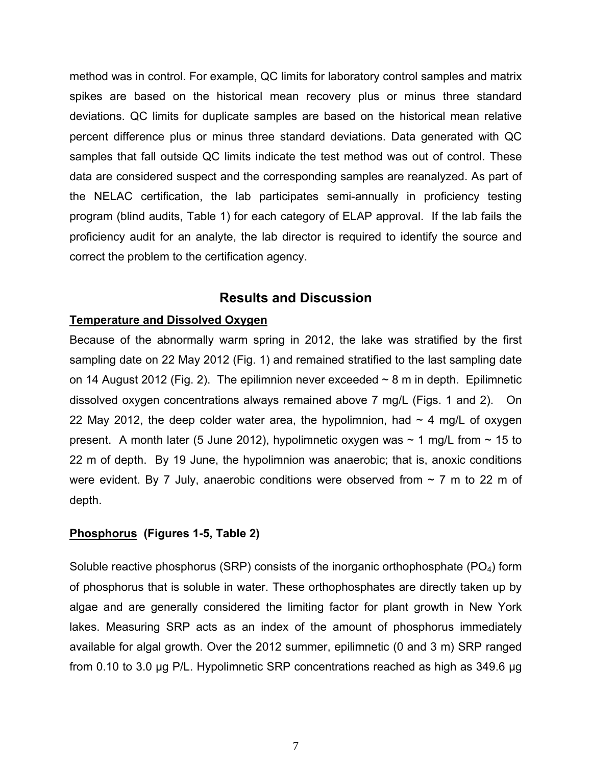method was in control. For example, QC limits for laboratory control samples and matrix spikes are based on the historical mean recovery plus or minus three standard deviations. QC limits for duplicate samples are based on the historical mean relative percent difference plus or minus three standard deviations. Data generated with QC samples that fall outside QC limits indicate the test method was out of control. These data are considered suspect and the corresponding samples are reanalyzed. As part of the NELAC certification, the lab participates semi-annually in proficiency testing program (blind audits, Table 1) for each category of ELAP approval. If the lab fails the proficiency audit for an analyte, the lab director is required to identify the source and correct the problem to the certification agency.

## Results and Discussion

### Temperature and Dissolved Oxygen

Because of the abnormally warm spring in 2012, the lake was stratified by the first sampling date on 22 May 2012 (Fig. 1) and remained stratified to the last sampling date on 14 August 2012 (Fig. 2). The epilimnion never exceeded ~ 8 m in depth. Epilimnetic dissolved oxygen concentrations always remained above 7 mg/L (Figs. 1 and 2). On 22 May 2012, the deep colder water area, the hypolimnion, had ~ 4 mg/L of oxygen present. A month later (5 June 2012), hypolimnetic oxygen was ~ 1 mg/L from ~ 15 to 22 m of depth. By 19 June, the hypolimnion was anaerobic; that is, anoxic conditions were evident. By 7 July, anaerobic conditions were observed from ~ 7 m to 22 m of depth.

### Phosphorus (Figures 1-5, Table 2)

Soluble reactive phosphorus (SRP) consists of the inorganic orthophosphate ($PO_4$) form of phosphorus that is soluble in water. These orthophosphates are directly taken up by algae and are generally considered the limiting factor for plant growth in New York lakes. Measuring SRP acts as an index of the amount of phosphorus immediately available for algal growth. Over the 2012 summer, epilimnetic (0 and 3 m) SRP ranged from 0.10 to 3.0 µg P/L. Hypolimnetic SRP concentrations reached as high as 349.6 µg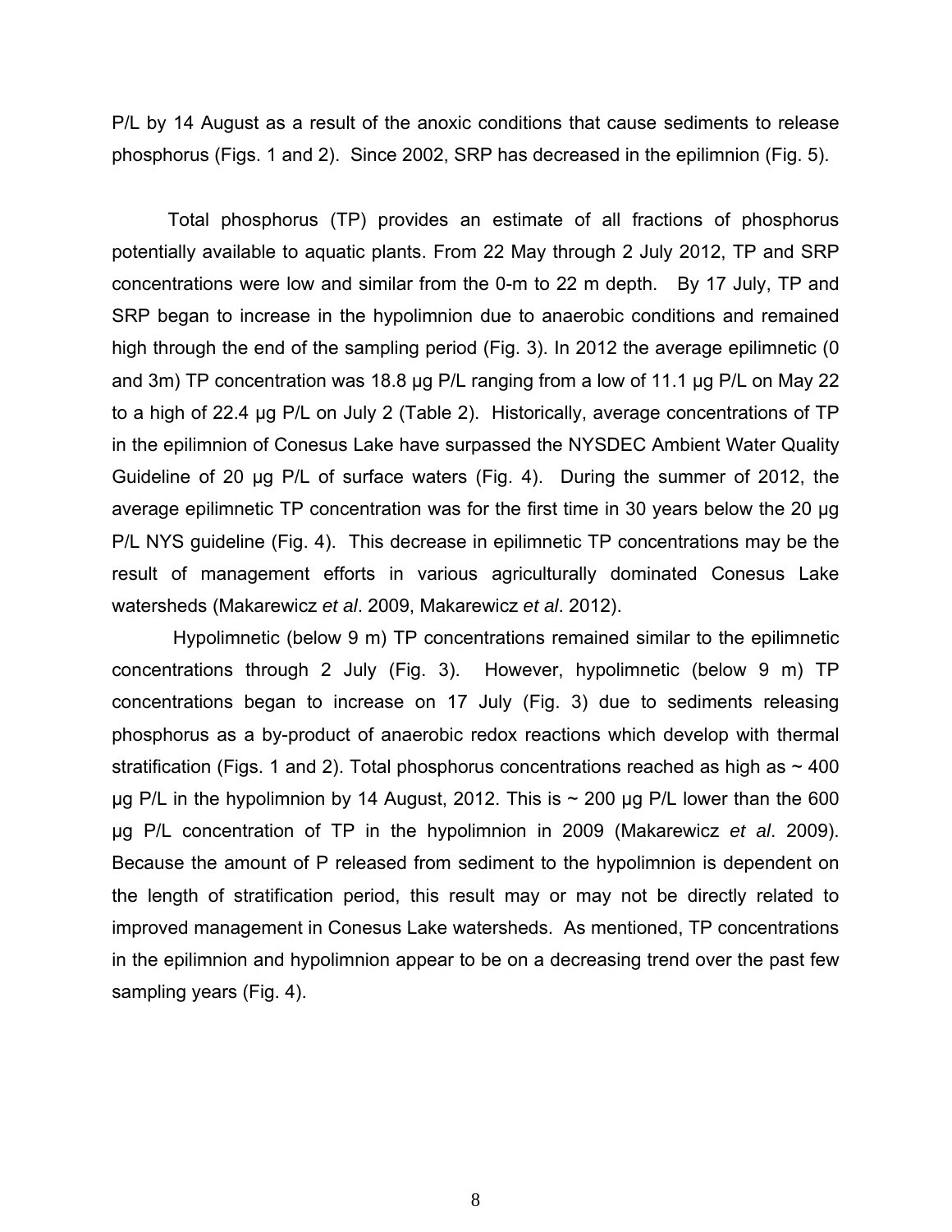P/L by 14 August as a result of the anoxic conditions that cause sediments to release phosphorus (Figs. 1 and 2). Since 2002, SRP has decreased in the epilimnion (Fig. 5).

Total phosphorus (TP) provides an estimate of all fractions of phosphorus potentially available to aquatic plants. From 22 May through 2 July 2012, TP and SRP concentrations were low and similar from the 0-m to 22 m depth. By 17 July, TP and SRP began to increase in the hypolimnion due to anaerobic conditions and remained high through the end of the sampling period (Fig. 3). In 2012 the average epilimnetic (0 and 3m) TP concentration was 18.8 µg P/L ranging from a low of 11.1 µg P/L on May 22 to a high of 22.4 µg P/L on July 2 (Table 2). Historically, average concentrations of TP in the epilimnion of Conesus Lake have surpassed the NYSDEC Ambient Water Quality Guideline of 20 µg P/L of surface waters (Fig. 4). During the summer of 2012, the average epilimnetic TP concentration was for the first time in 30 years below the 20 µg P/L NYS guideline (Fig. 4). This decrease in epilimnetic TP concentrations may be the result of management efforts in various agriculturally dominated Conesus Lake watersheds (Makarewicz *et al*. 2009, Makarewicz *et al*. 2012).

Hypolimnetic (below 9 m) TP concentrations remained similar to the epilimnetic concentrations through 2 July (Fig. 3). However, hypolimnetic (below 9 m) TP concentrations began to increase on 17 July (Fig. 3) due to sediments releasing phosphorus as a by-product of anaerobic redox reactions which develop with thermal stratification (Figs. 1 and 2). Total phosphorus concentrations reached as high as ~ 400 µg P/L in the hypolimnion by 14 August, 2012. This is ~ 200 µg P/L lower than the 600 µg P/L concentration of TP in the hypolimnion in 2009 (Makarewicz *et al*. 2009). Because the amount of P released from sediment to the hypolimnion is dependent on the length of stratification period, this result may or may not be directly related to improved management in Conesus Lake watersheds. As mentioned, TP concentrations in the epilimnion and hypolimnion appear to be on a decreasing trend over the past few sampling years (Fig. 4).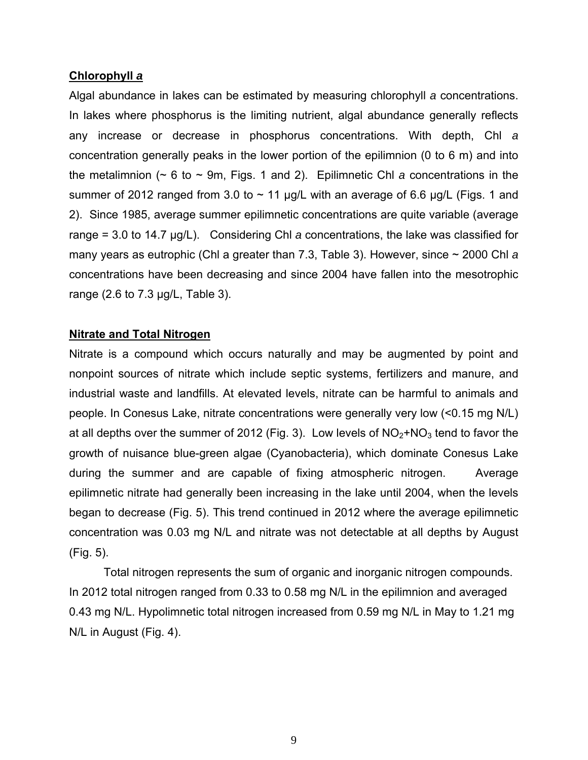## **Chlorophyll *a***

Algal abundance in lakes can be estimated by measuring chlorophyll *a* concentrations. In lakes where phosphorus is the limiting nutrient, algal abundance generally reflects any increase or decrease in phosphorus concentrations. With depth, Chl *a* concentration generally peaks in the lower portion of the epilimnion (0 to 6 m) and into the metalimnion (~ 6 to ~ 9m, Figs. 1 and 2). Epilimnetic Chl *a* concentrations in the summer of 2012 ranged from 3.0 to ~ 11 µg/L with an average of 6.6 µg/L (Figs. 1 and 2). Since 1985, average summer epilimnetic concentrations are quite variable (average range = 3.0 to 14.7 µg/L). Considering Chl *a* concentrations, the lake was classified for many years as eutrophic (Chl a greater than 7.3, Table 3). However, since ~ 2000 Chl *a* concentrations have been decreasing and since 2004 have fallen into the mesotrophic range (2.6 to 7.3 µg/L, Table 3).

## **Nitrate and Total Nitrogen**

Nitrate is a compound which occurs naturally and may be augmented by point and nonpoint sources of nitrate which include septic systems, fertilizers and manure, and industrial waste and landfills. At elevated levels, nitrate can be harmful to animals and people. In Conesus Lake, nitrate concentrations were generally very low (<0.15 mg N/L) at all depths over the summer of 2012 (Fig. 3). Low levels of $NO_2$+$NO_3$ tend to favor the growth of nuisance blue-green algae (Cyanobacteria), which dominate Conesus Lake during the summer and are capable of fixing atmospheric nitrogen. Average epilimnetic nitrate had generally been increasing in the lake until 2004, when the levels began to decrease (Fig. 5). This trend continued in 2012 where the average epilimnetic concentration was 0.03 mg N/L and nitrate was not detectable at all depths by August (Fig. 5).

Total nitrogen represents the sum of organic and inorganic nitrogen compounds. In 2012 total nitrogen ranged from 0.33 to 0.58 mg N/L in the epilimnion and averaged 0.43 mg N/L. Hypolimnetic total nitrogen increased from 0.59 mg N/L in May to 1.21 mg N/L in August (Fig. 4).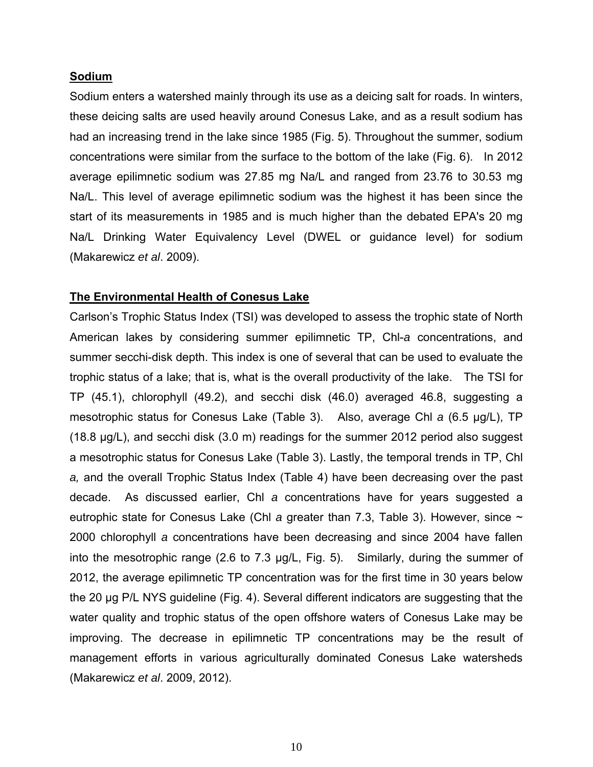## Sodium

Sodium enters a watershed mainly through its use as a deicing salt for roads. In winters, these deicing salts are used heavily around Conesus Lake, and as a result sodium has had an increasing trend in the lake since 1985 (Fig. 5). Throughout the summer, sodium concentrations were similar from the surface to the bottom of the lake (Fig. 6). In 2012 average epilimnetic sodium was 27.85 mg Na/L and ranged from 23.76 to 30.53 mg Na/L. This level of average epilimnetic sodium was the highest it has been since the start of its measurements in 1985 and is much higher than the debated EPA's 20 mg Na/L Drinking Water Equivalency Level (DWEL or guidance level) for sodium (Makarewicz *et al*. 2009).

## The Environmental Health of Conesus Lake

Carlson's Trophic Status Index (TSI) was developed to assess the trophic state of North American lakes by considering summer epilimnetic TP, Chl-*a* concentrations, and summer secchi-disk depth. This index is one of several that can be used to evaluate the trophic status of a lake; that is, what is the overall productivity of the lake. The TSI for TP (45.1), chlorophyll (49.2), and secchi disk (46.0) averaged 46.8, suggesting a mesotrophic status for Conesus Lake (Table 3). Also, average Chl *a* (6.5 µg/L), TP (18.8 µg/L), and secchi disk (3.0 m) readings for the summer 2012 period also suggest a mesotrophic status for Conesus Lake (Table 3). Lastly, the temporal trends in TP, Chl *a,* and the overall Trophic Status Index (Table 4) have been decreasing over the past decade. As discussed earlier, Chl *a* concentrations have for years suggested a eutrophic state for Conesus Lake (Chl *a* greater than 7.3, Table 3). However, since ~ 2000 chlorophyll *a* concentrations have been decreasing and since 2004 have fallen into the mesotrophic range (2.6 to 7.3 µg/L, Fig. 5). Similarly, during the summer of 2012, the average epilimnetic TP concentration was for the first time in 30 years below the 20 µg P/L NYS guideline (Fig. 4). Several different indicators are suggesting that the water quality and trophic status of the open offshore waters of Conesus Lake may be improving. The decrease in epilimnetic TP concentrations may be the result of management efforts in various agriculturally dominated Conesus Lake watersheds (Makarewicz *et al*. 2009, 2012).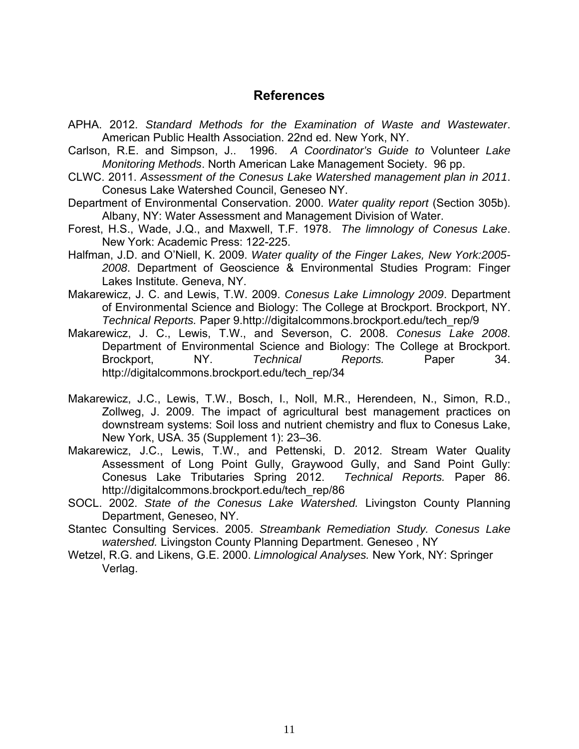## References

APHA. 2012. *Standard Methods for the Examination of Waste and Wastewater*. American Public Health Association. 22nd ed. New York, NY.

Carlson, R.E. and Simpson, J.. 1996. *A Coordinator's Guide to* Volunteer *Lake Monitoring Methods*. North American Lake Management Society. 96 pp.

CLWC. 2011. *Assessment of the Conesus Lake Watershed management plan in 2011*. Conesus Lake Watershed Council, Geneseo NY.

Department of Environmental Conservation. 2000. *Water quality report* (Section 305b). Albany, NY: Water Assessment and Management Division of Water.

Forest, H.S., Wade, J.Q., and Maxwell, T.F. 1978. *The limnology of Conesus Lake*. New York: Academic Press: 122-225.

Halfman, J.D. and O'Niell, K. 2009. *Water quality of the Finger Lakes, New York:2005-2008*. Department of Geoscience & Environmental Studies Program: Finger Lakes Institute. Geneva, NY.

Makarewicz, J. C. and Lewis, T.W. 2009. *Conesus Lake Limnology 2009*. Department of Environmental Science and Biology: The College at Brockport. Brockport, NY. *Technical Reports.* Paper 9.http://digitalcommons.brockport.edu/tech_rep/9

Makarewicz, J. C., Lewis, T.W., and Severson, C. 2008. *Conesus Lake 2008*. Department of Environmental Science and Biology: The College at Brockport. Brockport, NY. *Technical Reports.* Paper 34. http://digitalcommons.brockport.edu/tech_rep/34

Makarewicz, J.C., Lewis, T.W., Bosch, I., Noll, M.R., Herendeen, N., Simon, R.D., Zollweg, J. 2009. The impact of agricultural best management practices on downstream systems: Soil loss and nutrient chemistry and flux to Conesus Lake, New York, USA. 35 (Supplement 1): 23–36.

Makarewicz, J.C., Lewis, T.W., and Pettenski, D. 2012. Stream Water Quality Assessment of Long Point Gully, Graywood Gully, and Sand Point Gully: Conesus Lake Tributaries Spring 2012. *Technical Reports.* Paper 86. http://digitalcommons.brockport.edu/tech_rep/86

SOCL. 2002. *State of the Conesus Lake Watershed.* Livingston County Planning Department, Geneseo, NY.

Stantec Consulting Services. 2005. *Streambank Remediation Study. Conesus Lake watershed.* Livingston County Planning Department. Geneseo , NY

Wetzel, R.G. and Likens, G.E. 2000. *Limnological Analyses.* New York, NY: Springer Verlag.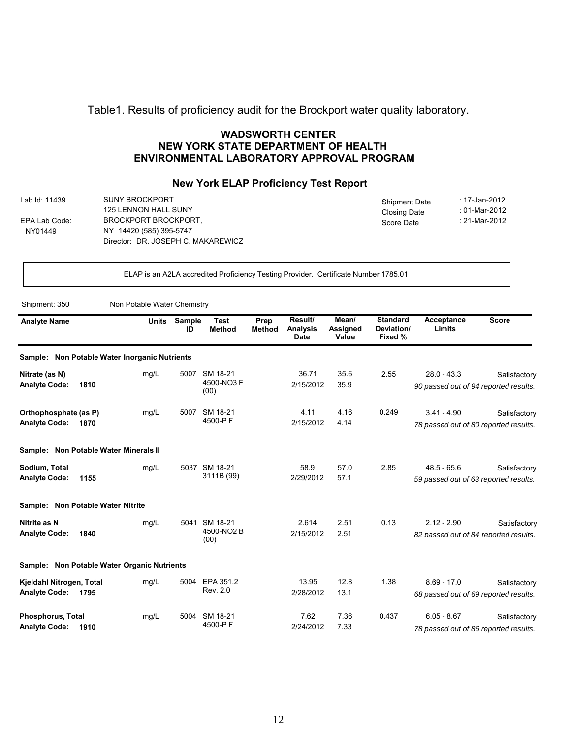Table1. Results of proficiency audit for the Brockport water quality laboratory.

## WADSWORTH CENTER
## NEW YORK STATE DEPARTMENT OF HEALTH
## ENVIRONMENTAL LABORATORY APPROVAL PROGRAM

### New York ELAP Proficiency Test Report

Lab Id: 11439

EPA Lab Code: NY01449

SUNY BROCKPORT
125 LENNON HALL SUNY
BROCKPORT BROCKPORT,
NY 14420 (585) 395-5747
Director: DR. JOSEPH C. MAKAREWICZ

Shipment Date: 17-Jan-2012
Closing Date: 01-Mar-2012
Score Date: 21-Mar-2012

ELAP is an A2LA accredited Proficiency Testing Provider. Certificate Number 1785.01

Shipment: 350 Non Potable Water Chemistry

| Analyte Name | Units | Sample ID | Test Method | Prep Method | Result/ Analysis Date | Mean/ Assigned Value | Standard Deviation/ Fixed % | Acceptance Limits | Score |
|---|---|---|---|---|---|---|---|---|---|
| **Sample: Non Potable Water Inorganic Nutrients** | | | | | | | | | |
| **Nitrate (as N)** **Analyte Code: 1810** | mg/L | 5007 | SM 18-21 4500-NO3 F (00) | | 36.71 2/15/2012 | 35.6 35.9 | 2.55 | 28.0 - 43.3 | Satisfactory *90 passed out of 94 reported results.* |
| **Orthophosphate (as P)** **Analyte Code: 1870** | mg/L | 5007 | SM 18-21 4500-P F | | 4.11 2/15/2012 | 4.16 4.14 | 0.249 | 3.41 - 4.90 | Satisfactory *78 passed out of 80 reported results.* |
| **Sample: Non Potable Water Minerals II** | | | | | | | | | |
| **Sodium, Total** **Analyte Code: 1155** | mg/L | 5037 | SM 18-21 3111B (99) | | 58.9 2/29/2012 | 57.0 57.1 | 2.85 | 48.5 - 65.6 | Satisfactory *59 passed out of 63 reported results.* |
| **Sample: Non Potable Water Nitrite** | | | | | | | | | |
| **Nitrite as N** **Analyte Code: 1840** | mg/L | 5041 | SM 18-21 4500-NO2 B (00) | | 2.614 2/15/2012 | 2.51 2.51 | 0.13 | 2.12 - 2.90 | Satisfactory *82 passed out of 84 reported results.* |
| **Sample: Non Potable Water Organic Nutrients** | | | | | | | | | |
| **Kjeldahl Nitrogen, Total** **Analyte Code: 1795** | mg/L | 5004 | EPA 351.2 Rev. 2.0 | | 13.95 2/28/2012 | 12.8 13.1 | 1.38 | 8.69 - 17.0 | Satisfactory *68 passed out of 69 reported results.* |
| **Phosphorus, Total** **Analyte Code: 1910** | mg/L | 5004 | SM 18-21 4500-P F | | 7.62 2/24/2012 | 7.36 7.33 | 0.437 | 6.05 - 8.67 | Satisfactory *78 passed out of 86 reported results.* |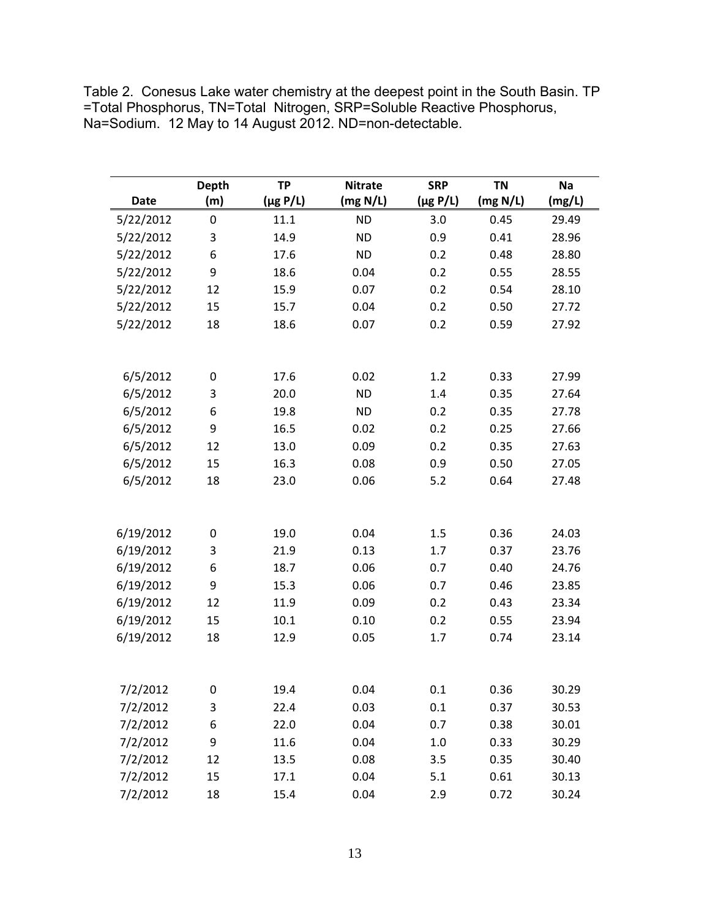Table 2. Conesus Lake water chemistry at the deepest point in the South Basin. TP =Total Phosphorus, TN=Total Nitrogen, SRP=Soluble Reactive Phosphorus, Na=Sodium. 12 May to 14 August 2012. ND=non-detectable.

| Date | Depth (m) | TP (µg P/L) | Nitrate (mg N/L) | SRP (µg P/L) | TN (mg N/L) | Na (mg/L) |
|---|---|---|---|---|---|---|
| 5/22/2012 | 0 | 11.1 | ND | 3.0 | 0.45 | 29.49 |
| 5/22/2012 | 3 | 14.9 | ND | 0.9 | 0.41 | 28.96 |
| 5/22/2012 | 6 | 17.6 | ND | 0.2 | 0.48 | 28.80 |
| 5/22/2012 | 9 | 18.6 | 0.04 | 0.2 | 0.55 | 28.55 |
| 5/22/2012 | 12 | 15.9 | 0.07 | 0.2 | 0.54 | 28.10 |
| 5/22/2012 | 15 | 15.7 | 0.04 | 0.2 | 0.50 | 27.72 |
| 5/22/2012 | 18 | 18.6 | 0.07 | 0.2 | 0.59 | 27.92 |
| | | | | | | |
| 6/5/2012 | 0 | 17.6 | 0.02 | 1.2 | 0.33 | 27.99 |
| 6/5/2012 | 3 | 20.0 | ND | 1.4 | 0.35 | 27.64 |
| 6/5/2012 | 6 | 19.8 | ND | 0.2 | 0.35 | 27.78 |
| 6/5/2012 | 9 | 16.5 | 0.02 | 0.2 | 0.25 | 27.66 |
| 6/5/2012 | 12 | 13.0 | 0.09 | 0.2 | 0.35 | 27.63 |
| 6/5/2012 | 15 | 16.3 | 0.08 | 0.9 | 0.50 | 27.05 |
| 6/5/2012 | 18 | 23.0 | 0.06 | 5.2 | 0.64 | 27.48 |
| | | | | | | |
| 6/19/2012 | 0 | 19.0 | 0.04 | 1.5 | 0.36 | 24.03 |
| 6/19/2012 | 3 | 21.9 | 0.13 | 1.7 | 0.37 | 23.76 |
| 6/19/2012 | 6 | 18.7 | 0.06 | 0.7 | 0.40 | 24.76 |
| 6/19/2012 | 9 | 15.3 | 0.06 | 0.7 | 0.46 | 23.85 |
| 6/19/2012 | 12 | 11.9 | 0.09 | 0.2 | 0.43 | 23.34 |
| 6/19/2012 | 15 | 10.1 | 0.10 | 0.2 | 0.55 | 23.94 |
| 6/19/2012 | 18 | 12.9 | 0.05 | 1.7 | 0.74 | 23.14 |
| | | | | | | |
| 7/2/2012 | 0 | 19.4 | 0.04 | 0.1 | 0.36 | 30.29 |
| 7/2/2012 | 3 | 22.4 | 0.03 | 0.1 | 0.37 | 30.53 |
| 7/2/2012 | 6 | 22.0 | 0.04 | 0.7 | 0.38 | 30.01 |
| 7/2/2012 | 9 | 11.6 | 0.04 | 1.0 | 0.33 | 30.29 |
| 7/2/2012 | 12 | 13.5 | 0.08 | 3.5 | 0.35 | 30.40 |
| 7/2/2012 | 15 | 17.1 | 0.04 | 5.1 | 0.61 | 30.13 |
| 7/2/2012 | 18 | 15.4 | 0.04 | 2.9 | 0.72 | 30.24 |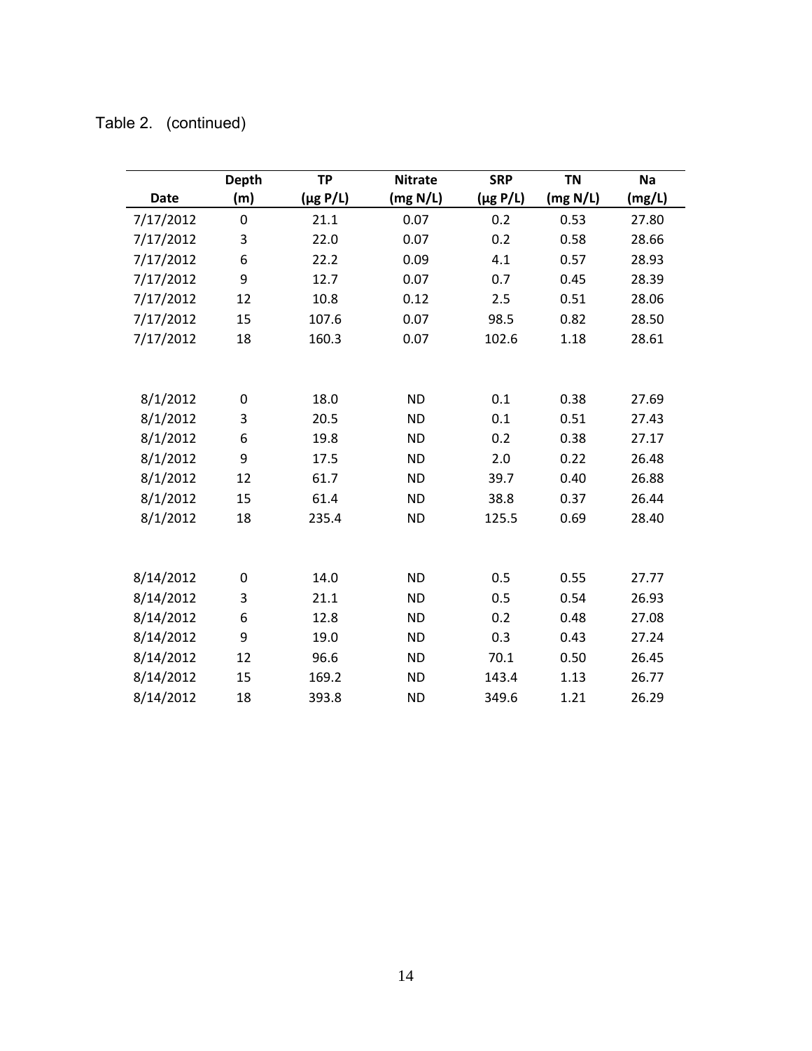Table 2. (continued)

| Date | Depth (m) | TP (μg P/L) | Nitrate (mg N/L) | SRP (μg P/L) | TN (mg N/L) | Na (mg/L) |
|---|---|---|---|---|---|---|
| 7/17/2012 | 0 | 21.1 | 0.07 | 0.2 | 0.53 | 27.80 |
| 7/17/2012 | 3 | 22.0 | 0.07 | 0.2 | 0.58 | 28.66 |
| 7/17/2012 | 6 | 22.2 | 0.09 | 4.1 | 0.57 | 28.93 |
| 7/17/2012 | 9 | 12.7 | 0.07 | 0.7 | 0.45 | 28.39 |
| 7/17/2012 | 12 | 10.8 | 0.12 | 2.5 | 0.51 | 28.06 |
| 7/17/2012 | 15 | 107.6 | 0.07 | 98.5 | 0.82 | 28.50 |
| 7/17/2012 | 18 | 160.3 | 0.07 | 102.6 | 1.18 | 28.61 |
| | | | | | | |
| 8/1/2012 | 0 | 18.0 | ND | 0.1 | 0.38 | 27.69 |
| 8/1/2012 | 3 | 20.5 | ND | 0.1 | 0.51 | 27.43 |
| 8/1/2012 | 6 | 19.8 | ND | 0.2 | 0.38 | 27.17 |
| 8/1/2012 | 9 | 17.5 | ND | 2.0 | 0.22 | 26.48 |
| 8/1/2012 | 12 | 61.7 | ND | 39.7 | 0.40 | 26.88 |
| 8/1/2012 | 15 | 61.4 | ND | 38.8 | 0.37 | 26.44 |
| 8/1/2012 | 18 | 235.4 | ND | 125.5 | 0.69 | 28.40 |
| | | | | | | |
| 8/14/2012 | 0 | 14.0 | ND | 0.5 | 0.55 | 27.77 |
| 8/14/2012 | 3 | 21.1 | ND | 0.5 | 0.54 | 26.93 |
| 8/14/2012 | 6 | 12.8 | ND | 0.2 | 0.48 | 27.08 |
| 8/14/2012 | 9 | 19.0 | ND | 0.3 | 0.43 | 27.24 |
| 8/14/2012 | 12 | 96.6 | ND | 70.1 | 0.50 | 26.45 |
| 8/14/2012 | 15 | 169.2 | ND | 143.4 | 1.13 | 26.77 |
| 8/14/2012 | 18 | 393.8 | ND | 349.6 | 1.21 | 26.29 |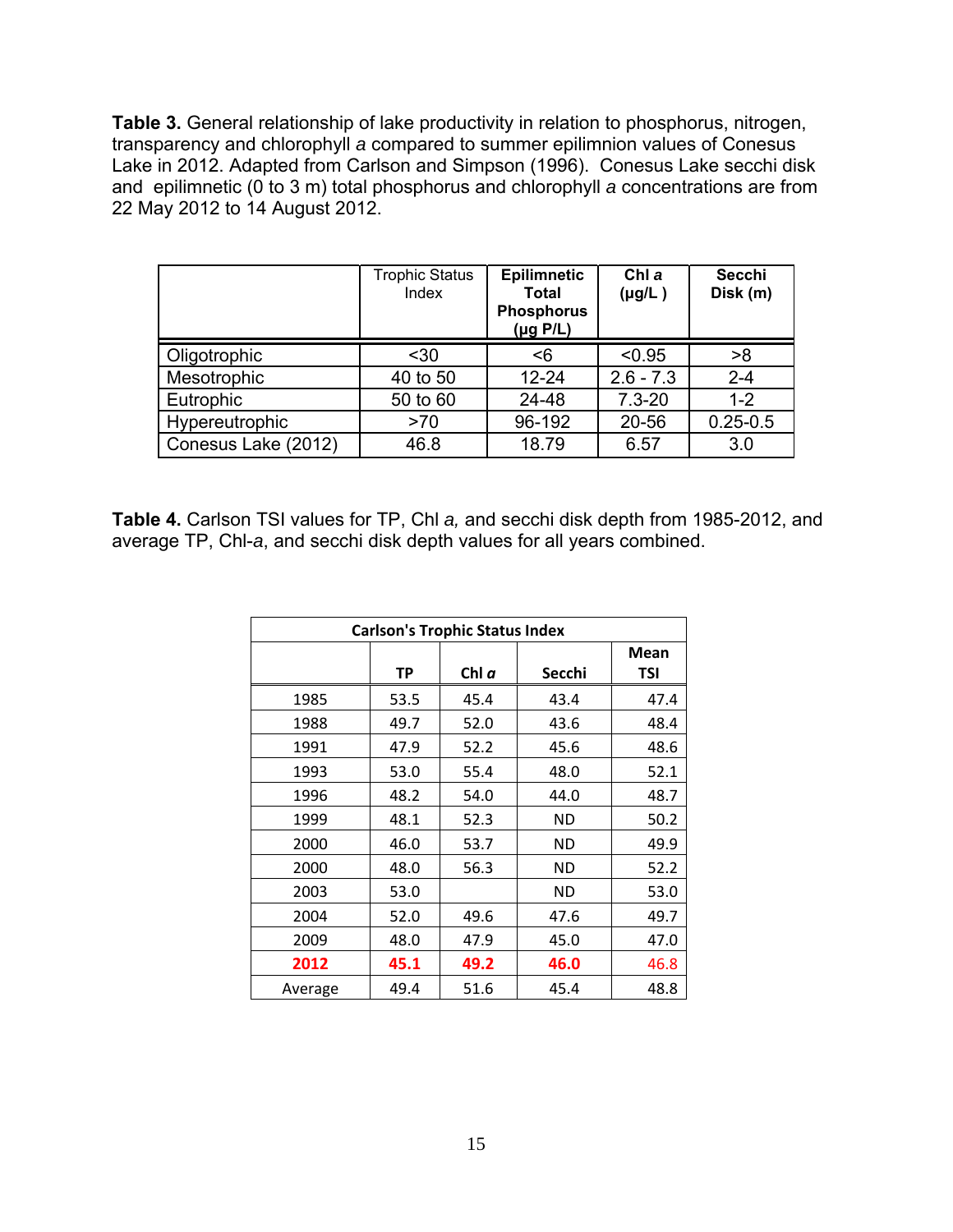**Table 3.** General relationship of lake productivity in relation to phosphorus, nitrogen, transparency and chlorophyll *a* compared to summer epilimnion values of Conesus Lake in 2012. Adapted from Carlson and Simpson (1996). Conesus Lake secchi disk and epilimnetic (0 to 3 m) total phosphorus and chlorophyll *a* concentrations are from 22 May 2012 to 14 August 2012.

| | Trophic Status Index | **Epilimnetic Total Phosphorus (µg P/L)** | **Chl *a* (µg/L )** | **Secchi Disk (m)** |
|---|---|---|---|---|
| Oligotrophic | <30 | <6 | <0.95 | >8 |
| Mesotrophic | 40 to 50 | 12-24 | 2.6 - 7.3 | 2-4 |
| Eutrophic | 50 to 60 | 24-48 | 7.3-20 | 1-2 |
| Hypereutrophic | >70 | 96-192 | 20-56 | 0.25-0.5 |
| Conesus Lake (2012) | 46.8 | 18.79 | 6.57 | 3.0 |

**Table 4.** Carlson TSI values for TP, Chl *a,* and secchi disk depth from 1985-2012, and average TP, Chl-*a*, and secchi disk depth values for all years combined.

| **Carlson's Trophic Status Index** | | | | |
|---|---|---|---|---|
| | **TP** | **Chl *a*** | **Secchi** | **Mean TSI** |
| 1985 | 53.5 | 45.4 | 43.4 | 47.4 |
| 1988 | 49.7 | 52.0 | 43.6 | 48.4 |
| 1991 | 47.9 | 52.2 | 45.6 | 48.6 |
| 1993 | 53.0 | 55.4 | 48.0 | 52.1 |
| 1996 | 48.2 | 54.0 | 44.0 | 48.7 |
| 1999 | 48.1 | 52.3 | ND | 50.2 |
| 2000 | 46.0 | 53.7 | ND | 49.9 |
| 2000 | 48.0 | 56.3 | ND | 52.2 |
| 2003 | 53.0 | | ND | 53.0 |
| 2004 | 52.0 | 49.6 | 47.6 | 49.7 |
| 2009 | 48.0 | 47.9 | 45.0 | 47.0 |
| **2012** | **45.1** | **49.2** | **46.0** | 46.8 |
| Average | 49.4 | 51.6 | 45.4 | 48.8 |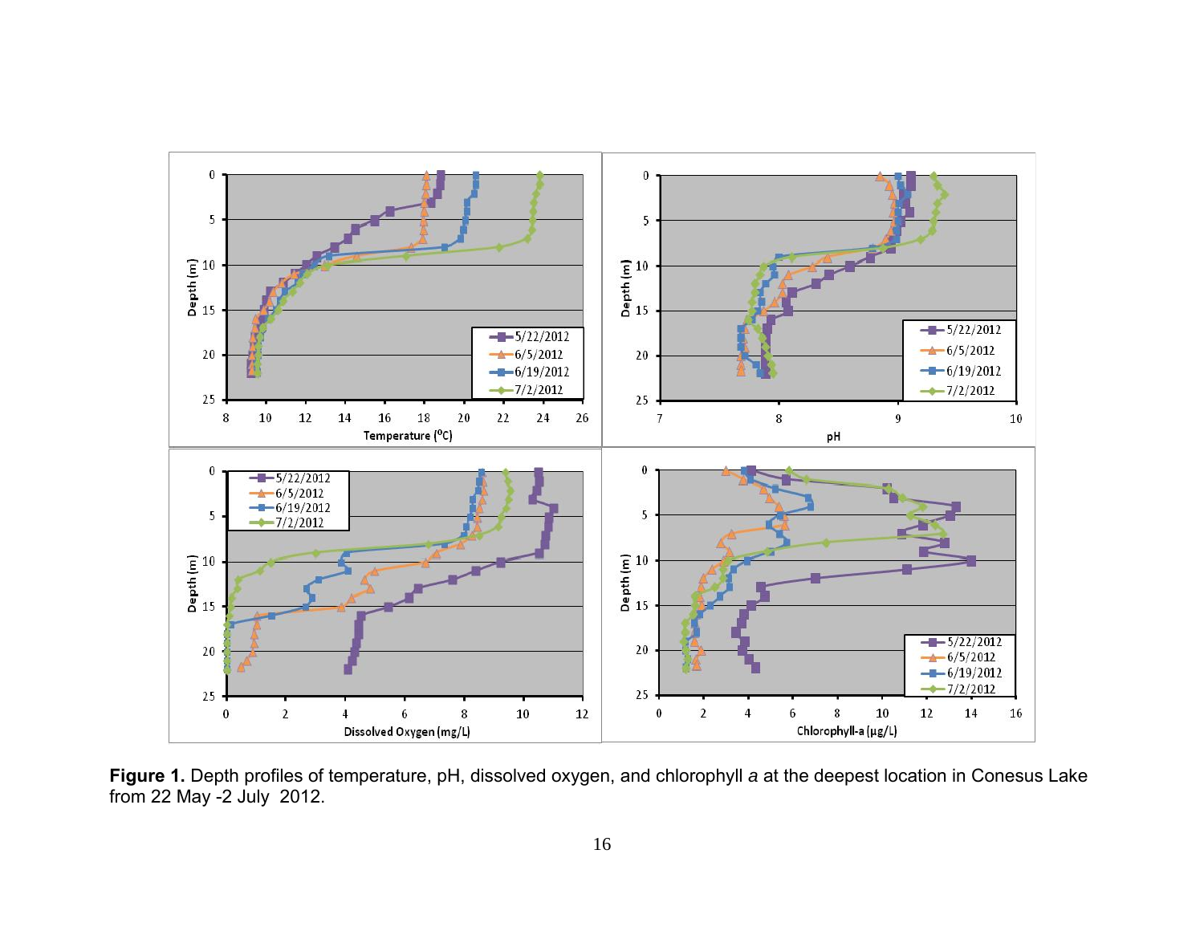**Figure 1.** Depth profiles of temperature, pH, dissolved oxygen, and chlorophyll *a* at the deepest location in Conesus Lake from 22 May -2 July 2012.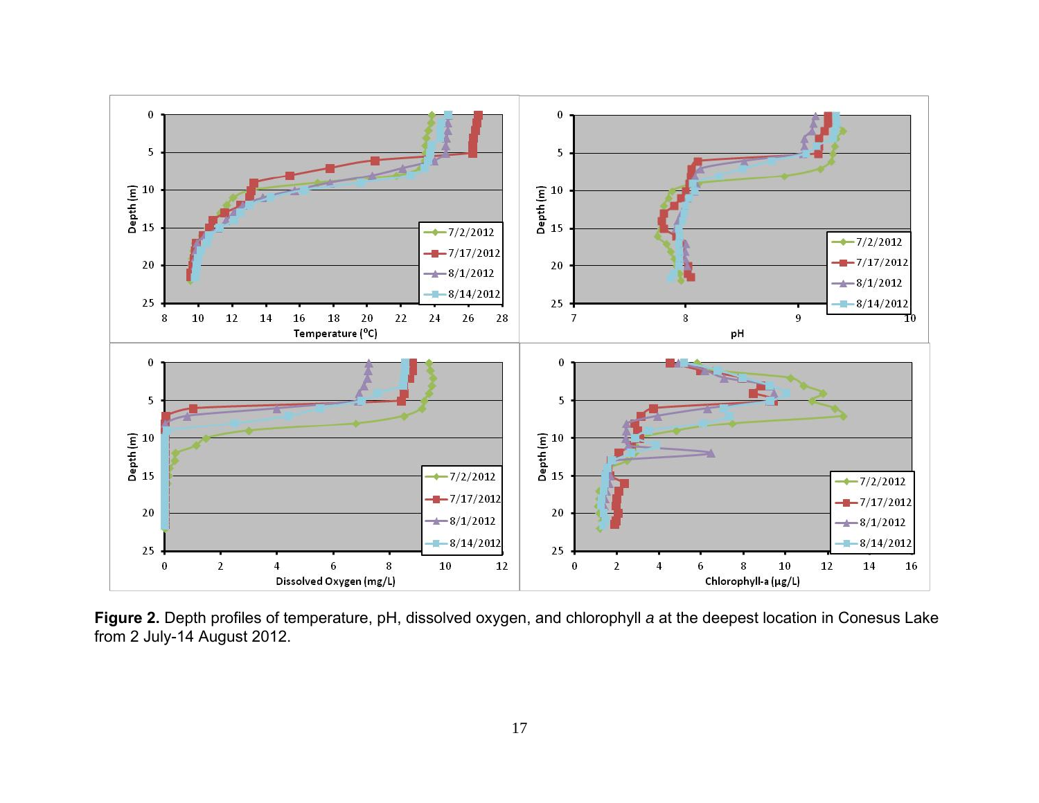**Figure 2.** Depth profiles of temperature, pH, dissolved oxygen, and chlorophyll *a* at the deepest location in Conesus Lake from 2 July-14 August 2012.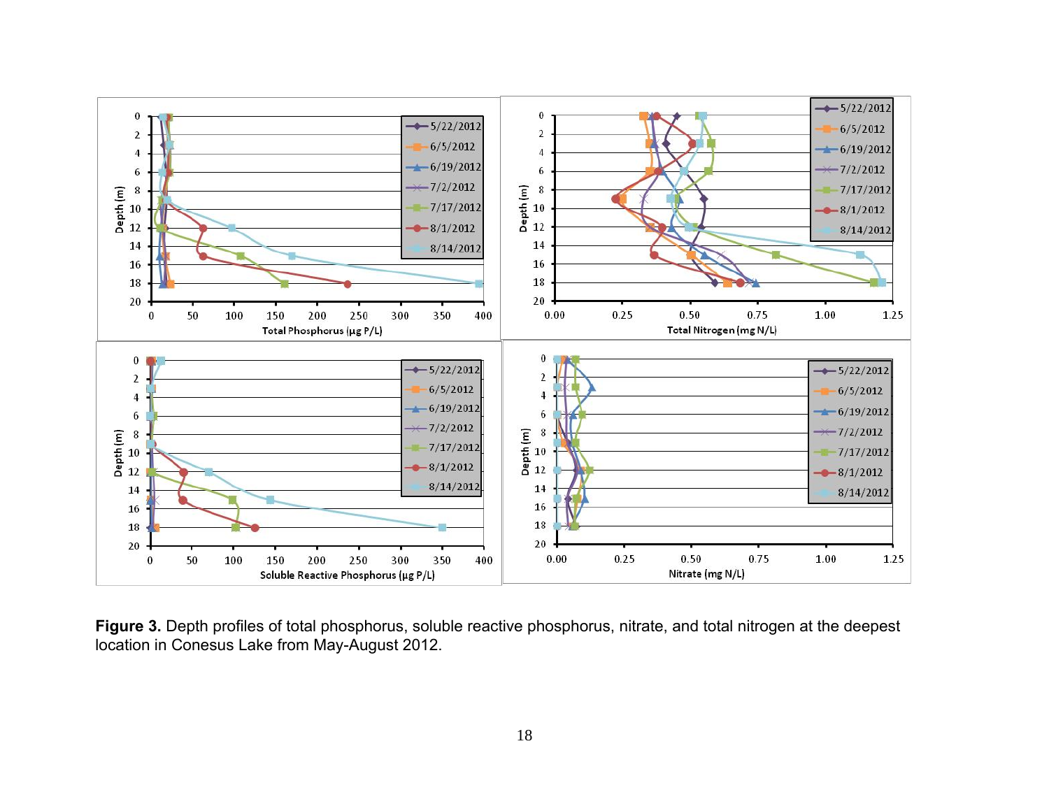**Figure 3.** Depth profiles of total phosphorus, soluble reactive phosphorus, nitrate, and total nitrogen at the deepest location in Conesus Lake from May-August 2012.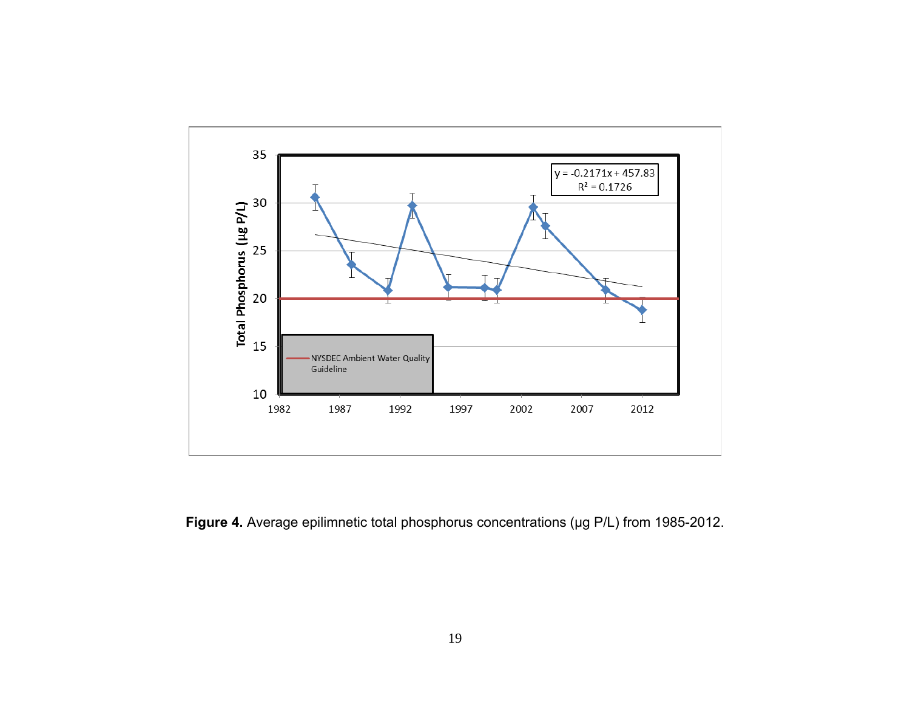**Figure 4.** Average epilimnetic total phosphorus concentrations (µg P/L) from 1985-2012.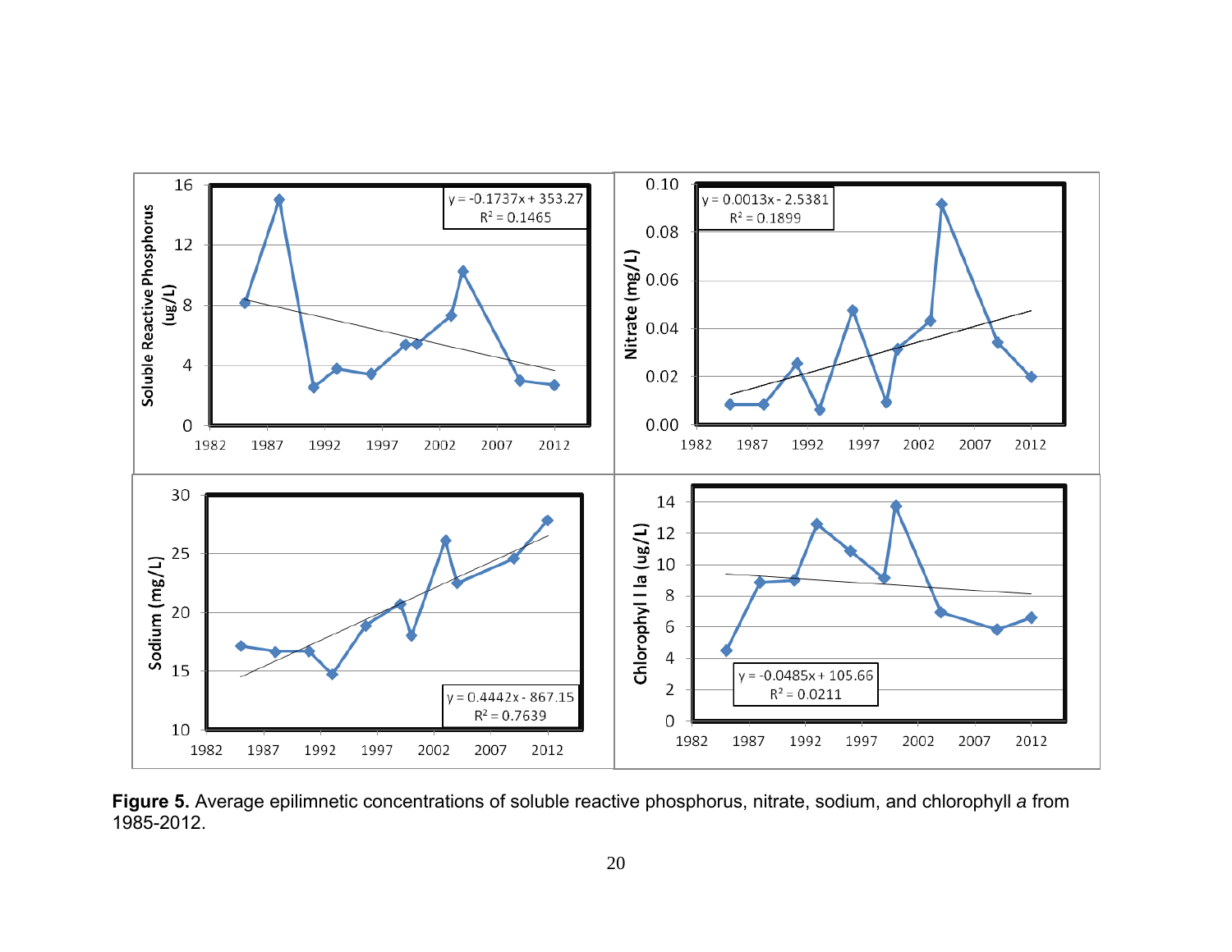**Figure 5.** Average epilimnetic concentrations of soluble reactive phosphorus, nitrate, sodium, and chlorophyll *a* from 1985-2012.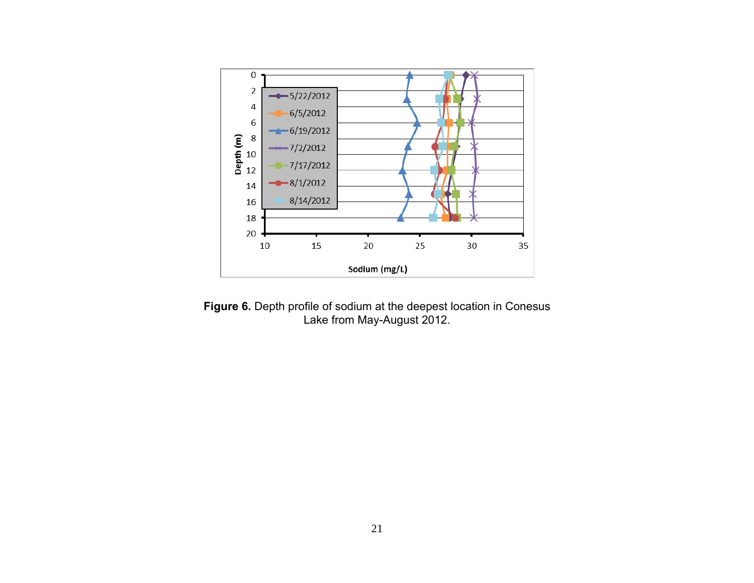**Figure 6.** Depth profile of sodium at the deepest location in Conesus Lake from May-August 2012.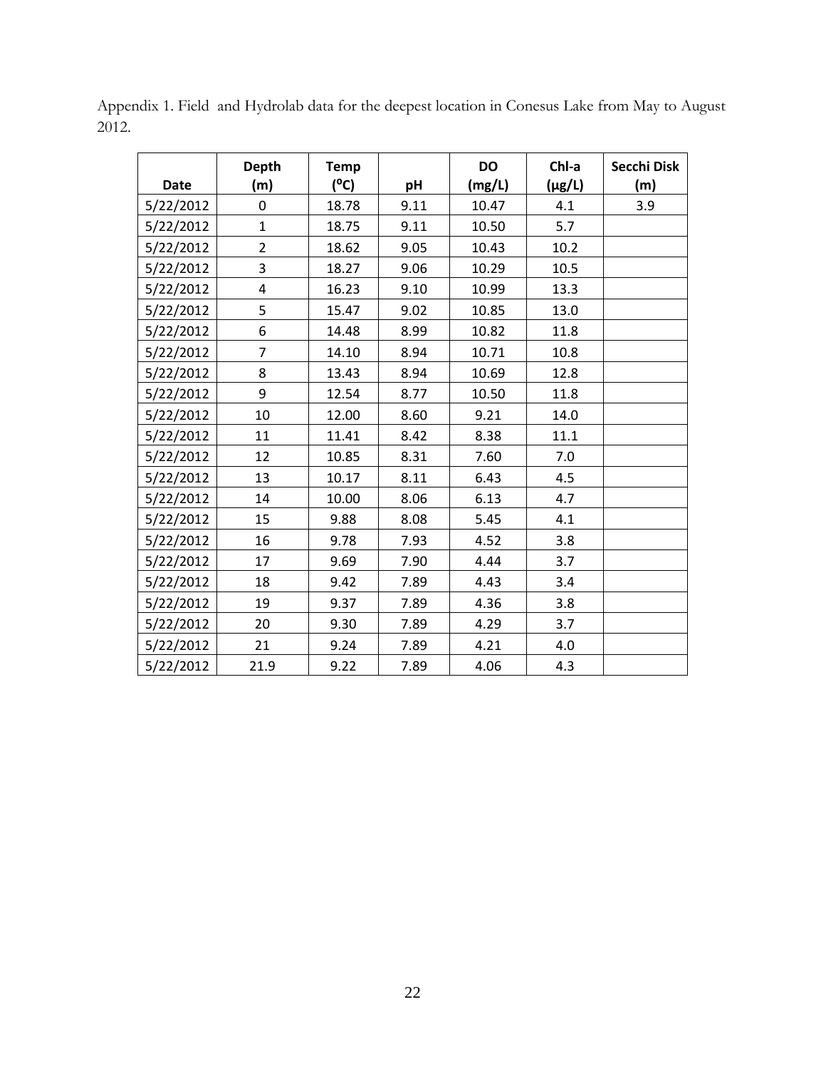Appendix 1. Field and Hydrolab data for the deepest location in Conesus Lake from May to August 2012.

| Date | Depth (m) | Temp (°C) | pH | DO (mg/L) | Chl-a (μg/L) | Secchi Disk (m) |
|---|---|---|---|---|---|---|
| 5/22/2012 | 0 | 18.78 | 9.11 | 10.47 | 4.1 | 3.9 |
| 5/22/2012 | 1 | 18.75 | 9.11 | 10.50 | 5.7 | |
| 5/22/2012 | 2 | 18.62 | 9.05 | 10.43 | 10.2 | |
| 5/22/2012 | 3 | 18.27 | 9.06 | 10.29 | 10.5 | |
| 5/22/2012 | 4 | 16.23 | 9.10 | 10.99 | 13.3 | |
| 5/22/2012 | 5 | 15.47 | 9.02 | 10.85 | 13.0 | |
| 5/22/2012 | 6 | 14.48 | 8.99 | 10.82 | 11.8 | |
| 5/22/2012 | 7 | 14.10 | 8.94 | 10.71 | 10.8 | |
| 5/22/2012 | 8 | 13.43 | 8.94 | 10.69 | 12.8 | |
| 5/22/2012 | 9 | 12.54 | 8.77 | 10.50 | 11.8 | |
| 5/22/2012 | 10 | 12.00 | 8.60 | 9.21 | 14.0 | |
| 5/22/2012 | 11 | 11.41 | 8.42 | 8.38 | 11.1 | |
| 5/22/2012 | 12 | 10.85 | 8.31 | 7.60 | 7.0 | |
| 5/22/2012 | 13 | 10.17 | 8.11 | 6.43 | 4.5 | |
| 5/22/2012 | 14 | 10.00 | 8.06 | 6.13 | 4.7 | |
| 5/22/2012 | 15 | 9.88 | 8.08 | 5.45 | 4.1 | |
| 5/22/2012 | 16 | 9.78 | 7.93 | 4.52 | 3.8 | |
| 5/22/2012 | 17 | 9.69 | 7.90 | 4.44 | 3.7 | |
| 5/22/2012 | 18 | 9.42 | 7.89 | 4.43 | 3.4 | |
| 5/22/2012 | 19 | 9.37 | 7.89 | 4.36 | 3.8 | |
| 5/22/2012 | 20 | 9.30 | 7.89 | 4.29 | 3.7 | |
| 5/22/2012 | 21 | 9.24 | 7.89 | 4.21 | 4.0 | |
| 5/22/2012 | 21.9 | 9.22 | 7.89 | 4.06 | 4.3 | |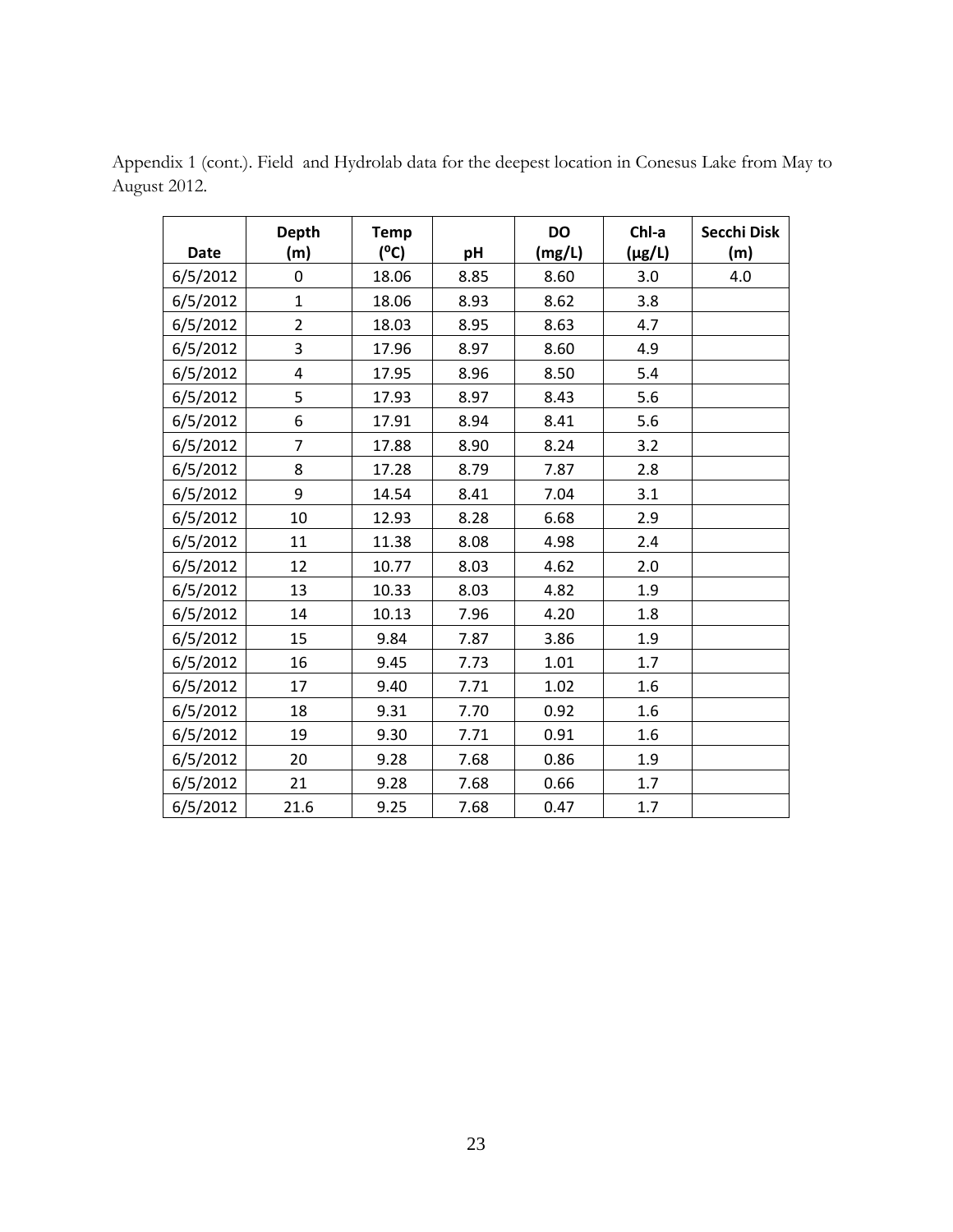Appendix 1 (cont.). Field and Hydrolab data for the deepest location in Conesus Lake from May to August 2012.

| Date | Depth (m) | Temp (°C) | pH | DO (mg/L) | Chl-a (µg/L) | Secchi Disk (m) |
|---|---|---|---|---|---|---|
| 6/5/2012 | 0 | 18.06 | 8.85 | 8.60 | 3.0 | 4.0 |
| 6/5/2012 | 1 | 18.06 | 8.93 | 8.62 | 3.8 | |
| 6/5/2012 | 2 | 18.03 | 8.95 | 8.63 | 4.7 | |
| 6/5/2012 | 3 | 17.96 | 8.97 | 8.60 | 4.9 | |
| 6/5/2012 | 4 | 17.95 | 8.96 | 8.50 | 5.4 | |
| 6/5/2012 | 5 | 17.93 | 8.97 | 8.43 | 5.6 | |
| 6/5/2012 | 6 | 17.91 | 8.94 | 8.41 | 5.6 | |
| 6/5/2012 | 7 | 17.88 | 8.90 | 8.24 | 3.2 | |
| 6/5/2012 | 8 | 17.28 | 8.79 | 7.87 | 2.8 | |
| 6/5/2012 | 9 | 14.54 | 8.41 | 7.04 | 3.1 | |
| 6/5/2012 | 10 | 12.93 | 8.28 | 6.68 | 2.9 | |
| 6/5/2012 | 11 | 11.38 | 8.08 | 4.98 | 2.4 | |
| 6/5/2012 | 12 | 10.77 | 8.03 | 4.62 | 2.0 | |
| 6/5/2012 | 13 | 10.33 | 8.03 | 4.82 | 1.9 | |
| 6/5/2012 | 14 | 10.13 | 7.96 | 4.20 | 1.8 | |
| 6/5/2012 | 15 | 9.84 | 7.87 | 3.86 | 1.9 | |
| 6/5/2012 | 16 | 9.45 | 7.73 | 1.01 | 1.7 | |
| 6/5/2012 | 17 | 9.40 | 7.71 | 1.02 | 1.6 | |
| 6/5/2012 | 18 | 9.31 | 7.70 | 0.92 | 1.6 | |
| 6/5/2012 | 19 | 9.30 | 7.71 | 0.91 | 1.6 | |
| 6/5/2012 | 20 | 9.28 | 7.68 | 0.86 | 1.9 | |
| 6/5/2012 | 21 | 9.28 | 7.68 | 0.66 | 1.7 | |
| 6/5/2012 | 21.6 | 9.25 | 7.68 | 0.47 | 1.7 | |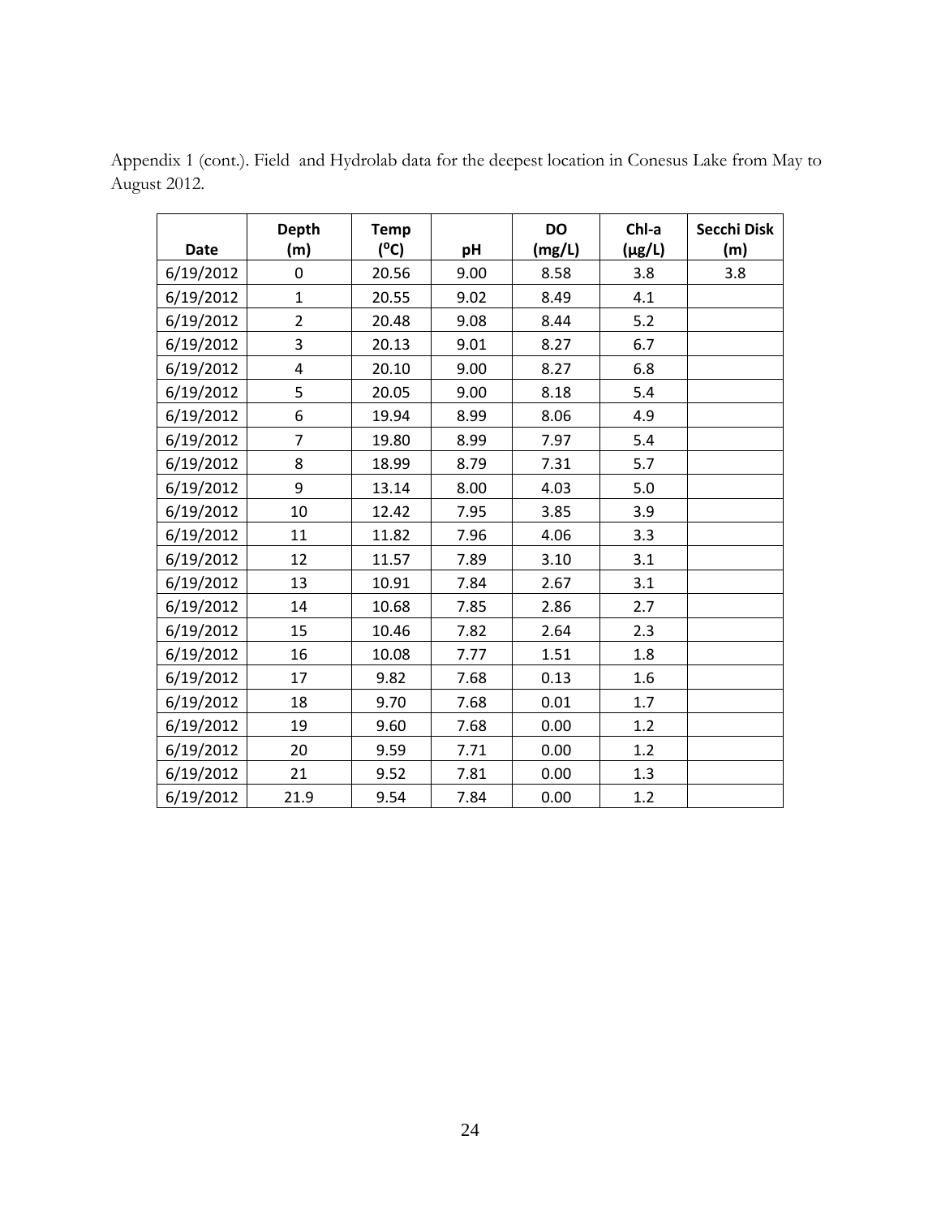Appendix 1 (cont.). Field and Hydrolab data for the deepest location in Conesus Lake from May to August 2012.

| Date | Depth (m) | Temp (°C) | pH | DO (mg/L) | Chl-a (µg/L) | Secchi Disk (m) |
|---|---|---|---|---|---|---|
| 6/19/2012 | 0 | 20.56 | 9.00 | 8.58 | 3.8 | 3.8 |
| 6/19/2012 | 1 | 20.55 | 9.02 | 8.49 | 4.1 | |
| 6/19/2012 | 2 | 20.48 | 9.08 | 8.44 | 5.2 | |
| 6/19/2012 | 3 | 20.13 | 9.01 | 8.27 | 6.7 | |
| 6/19/2012 | 4 | 20.10 | 9.00 | 8.27 | 6.8 | |
| 6/19/2012 | 5 | 20.05 | 9.00 | 8.18 | 5.4 | |
| 6/19/2012 | 6 | 19.94 | 8.99 | 8.06 | 4.9 | |
| 6/19/2012 | 7 | 19.80 | 8.99 | 7.97 | 5.4 | |
| 6/19/2012 | 8 | 18.99 | 8.79 | 7.31 | 5.7 | |
| 6/19/2012 | 9 | 13.14 | 8.00 | 4.03 | 5.0 | |
| 6/19/2012 | 10 | 12.42 | 7.95 | 3.85 | 3.9 | |
| 6/19/2012 | 11 | 11.82 | 7.96 | 4.06 | 3.3 | |
| 6/19/2012 | 12 | 11.57 | 7.89 | 3.10 | 3.1 | |
| 6/19/2012 | 13 | 10.91 | 7.84 | 2.67 | 3.1 | |
| 6/19/2012 | 14 | 10.68 | 7.85 | 2.86 | 2.7 | |
| 6/19/2012 | 15 | 10.46 | 7.82 | 2.64 | 2.3 | |
| 6/19/2012 | 16 | 10.08 | 7.77 | 1.51 | 1.8 | |
| 6/19/2012 | 17 | 9.82 | 7.68 | 0.13 | 1.6 | |
| 6/19/2012 | 18 | 9.70 | 7.68 | 0.01 | 1.7 | |
| 6/19/2012 | 19 | 9.60 | 7.68 | 0.00 | 1.2 | |
| 6/19/2012 | 20 | 9.59 | 7.71 | 0.00 | 1.2 | |
| 6/19/2012 | 21 | 9.52 | 7.81 | 0.00 | 1.3 | |
| 6/19/2012 | 21.9 | 9.54 | 7.84 | 0.00 | 1.2 | |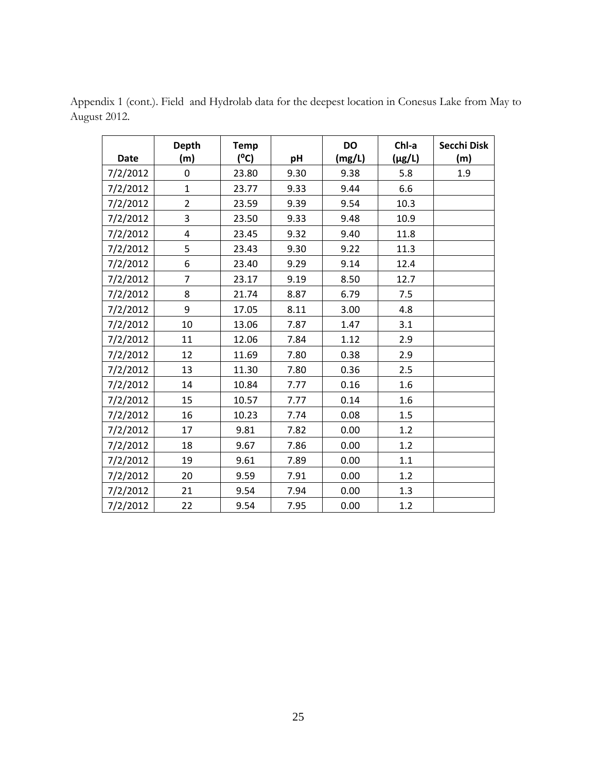Appendix 1 (cont.). Field and Hydrolab data for the deepest location in Conesus Lake from May to August 2012.

| Date | Depth (m) | Temp (°C) | pH | DO (mg/L) | Chl-a (μg/L) | Secchi Disk (m) |
|---|---|---|---|---|---|---|
| 7/2/2012 | 0 | 23.80 | 9.30 | 9.38 | 5.8 | 1.9 |
| 7/2/2012 | 1 | 23.77 | 9.33 | 9.44 | 6.6 | |
| 7/2/2012 | 2 | 23.59 | 9.39 | 9.54 | 10.3 | |
| 7/2/2012 | 3 | 23.50 | 9.33 | 9.48 | 10.9 | |
| 7/2/2012 | 4 | 23.45 | 9.32 | 9.40 | 11.8 | |
| 7/2/2012 | 5 | 23.43 | 9.30 | 9.22 | 11.3 | |
| 7/2/2012 | 6 | 23.40 | 9.29 | 9.14 | 12.4 | |
| 7/2/2012 | 7 | 23.17 | 9.19 | 8.50 | 12.7 | |
| 7/2/2012 | 8 | 21.74 | 8.87 | 6.79 | 7.5 | |
| 7/2/2012 | 9 | 17.05 | 8.11 | 3.00 | 4.8 | |
| 7/2/2012 | 10 | 13.06 | 7.87 | 1.47 | 3.1 | |
| 7/2/2012 | 11 | 12.06 | 7.84 | 1.12 | 2.9 | |
| 7/2/2012 | 12 | 11.69 | 7.80 | 0.38 | 2.9 | |
| 7/2/2012 | 13 | 11.30 | 7.80 | 0.36 | 2.5 | |
| 7/2/2012 | 14 | 10.84 | 7.77 | 0.16 | 1.6 | |
| 7/2/2012 | 15 | 10.57 | 7.77 | 0.14 | 1.6 | |
| 7/2/2012 | 16 | 10.23 | 7.74 | 0.08 | 1.5 | |
| 7/2/2012 | 17 | 9.81 | 7.82 | 0.00 | 1.2 | |
| 7/2/2012 | 18 | 9.67 | 7.86 | 0.00 | 1.2 | |
| 7/2/2012 | 19 | 9.61 | 7.89 | 0.00 | 1.1 | |
| 7/2/2012 | 20 | 9.59 | 7.91 | 0.00 | 1.2 | |
| 7/2/2012 | 21 | 9.54 | 7.94 | 0.00 | 1.3 | |
| 7/2/2012 | 22 | 9.54 | 7.95 | 0.00 | 1.2 | |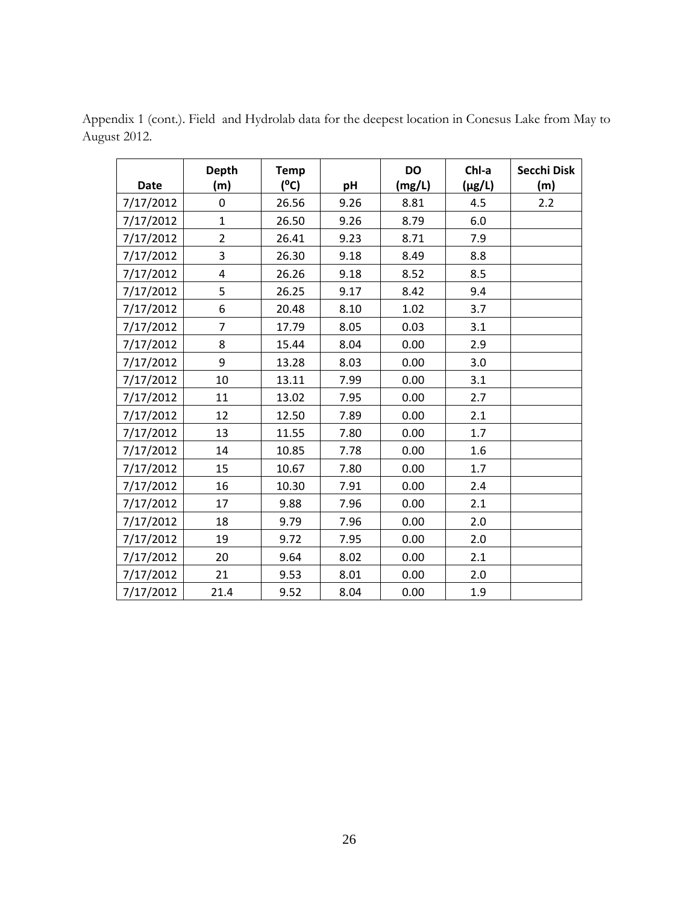Appendix 1 (cont.). Field and Hydrolab data for the deepest location in Conesus Lake from May to August 2012.

| Date | Depth (m) | Temp ($^{o}$C) | pH | DO (mg/L) | Chl-a (µg/L) | Secchi Disk (m) |
|---|---|---|---|---|---|---|
| 7/17/2012 | 0 | 26.56 | 9.26 | 8.81 | 4.5 | 2.2 |
| 7/17/2012 | 1 | 26.50 | 9.26 | 8.79 | 6.0 | |
| 7/17/2012 | 2 | 26.41 | 9.23 | 8.71 | 7.9 | |
| 7/17/2012 | 3 | 26.30 | 9.18 | 8.49 | 8.8 | |
| 7/17/2012 | 4 | 26.26 | 9.18 | 8.52 | 8.5 | |
| 7/17/2012 | 5 | 26.25 | 9.17 | 8.42 | 9.4 | |
| 7/17/2012 | 6 | 20.48 | 8.10 | 1.02 | 3.7 | |
| 7/17/2012 | 7 | 17.79 | 8.05 | 0.03 | 3.1 | |
| 7/17/2012 | 8 | 15.44 | 8.04 | 0.00 | 2.9 | |
| 7/17/2012 | 9 | 13.28 | 8.03 | 0.00 | 3.0 | |
| 7/17/2012 | 10 | 13.11 | 7.99 | 0.00 | 3.1 | |
| 7/17/2012 | 11 | 13.02 | 7.95 | 0.00 | 2.7 | |
| 7/17/2012 | 12 | 12.50 | 7.89 | 0.00 | 2.1 | |
| 7/17/2012 | 13 | 11.55 | 7.80 | 0.00 | 1.7 | |
| 7/17/2012 | 14 | 10.85 | 7.78 | 0.00 | 1.6 | |
| 7/17/2012 | 15 | 10.67 | 7.80 | 0.00 | 1.7 | |
| 7/17/2012 | 16 | 10.30 | 7.91 | 0.00 | 2.4 | |
| 7/17/2012 | 17 | 9.88 | 7.96 | 0.00 | 2.1 | |
| 7/17/2012 | 18 | 9.79 | 7.96 | 0.00 | 2.0 | |
| 7/17/2012 | 19 | 9.72 | 7.95 | 0.00 | 2.0 | |
| 7/17/2012 | 20 | 9.64 | 8.02 | 0.00 | 2.1 | |
| 7/17/2012 | 21 | 9.53 | 8.01 | 0.00 | 2.0 | |
| 7/17/2012 | 21.4 | 9.52 | 8.04 | 0.00 | 1.9 | |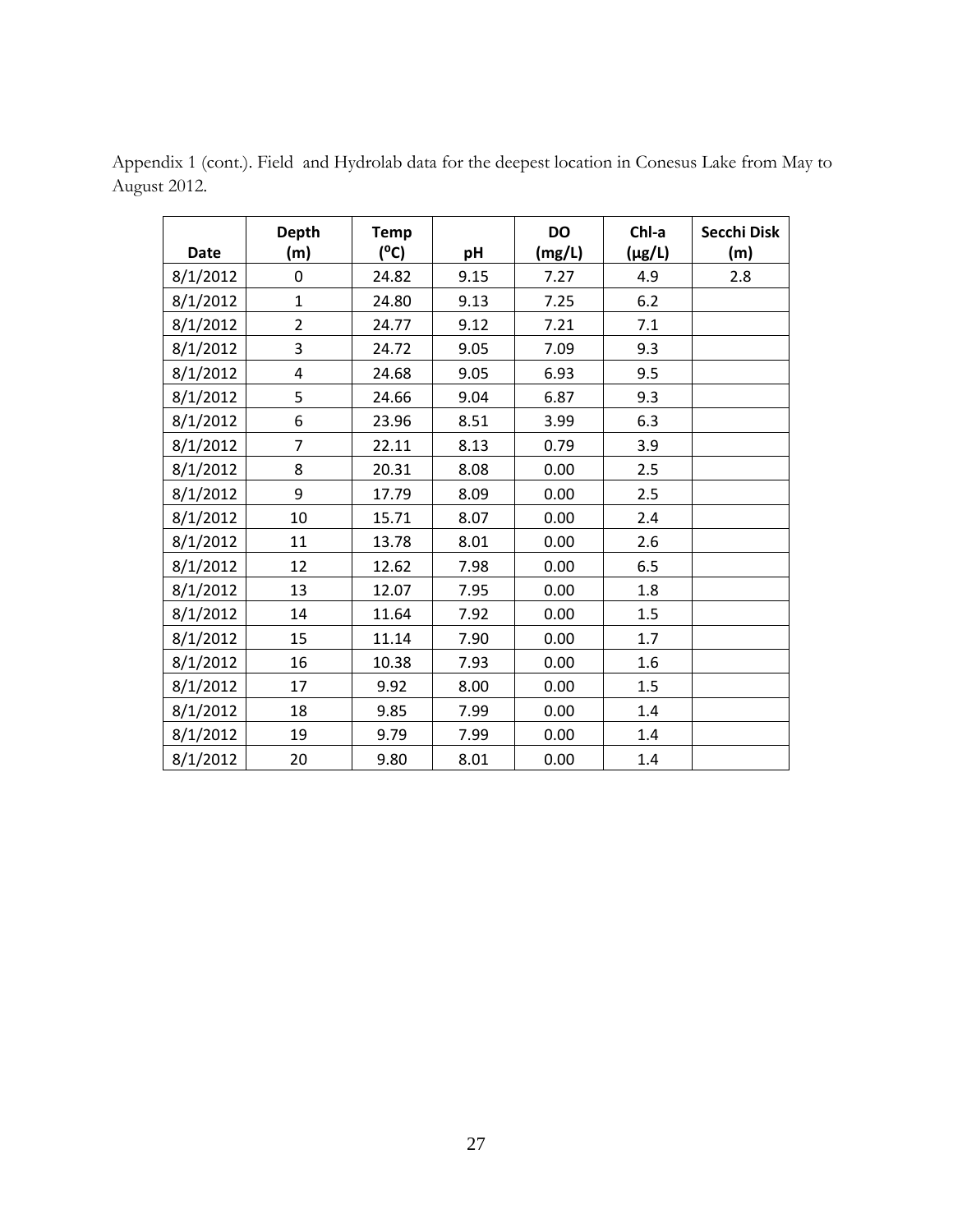Appendix 1 (cont.). Field and Hydrolab data for the deepest location in Conesus Lake from May to August 2012.

| Date | Depth (m) | Temp ($^oC$) | pH | DO (mg/L) | Chl-a (μg/L) | Secchi Disk (m) |
| --- | --- | --- | --- | --- | --- | --- |
| 8/1/2012 | 0 | 24.82 | 9.15 | 7.27 | 4.9 | 2.8 |
| 8/1/2012 | 1 | 24.80 | 9.13 | 7.25 | 6.2 | |
| 8/1/2012 | 2 | 24.77 | 9.12 | 7.21 | 7.1 | |
| 8/1/2012 | 3 | 24.72 | 9.05 | 7.09 | 9.3 | |
| 8/1/2012 | 4 | 24.68 | 9.05 | 6.93 | 9.5 | |
| 8/1/2012 | 5 | 24.66 | 9.04 | 6.87 | 9.3 | |
| 8/1/2012 | 6 | 23.96 | 8.51 | 3.99 | 6.3 | |
| 8/1/2012 | 7 | 22.11 | 8.13 | 0.79 | 3.9 | |
| 8/1/2012 | 8 | 20.31 | 8.08 | 0.00 | 2.5 | |
| 8/1/2012 | 9 | 17.79 | 8.09 | 0.00 | 2.5 | |
| 8/1/2012 | 10 | 15.71 | 8.07 | 0.00 | 2.4 | |
| 8/1/2012 | 11 | 13.78 | 8.01 | 0.00 | 2.6 | |
| 8/1/2012 | 12 | 12.62 | 7.98 | 0.00 | 6.5 | |
| 8/1/2012 | 13 | 12.07 | 7.95 | 0.00 | 1.8 | |
| 8/1/2012 | 14 | 11.64 | 7.92 | 0.00 | 1.5 | |
| 8/1/2012 | 15 | 11.14 | 7.90 | 0.00 | 1.7 | |
| 8/1/2012 | 16 | 10.38 | 7.93 | 0.00 | 1.6 | |
| 8/1/2012 | 17 | 9.92 | 8.00 | 0.00 | 1.5 | |
| 8/1/2012 | 18 | 9.85 | 7.99 | 0.00 | 1.4 | |
| 8/1/2012 | 19 | 9.79 | 7.99 | 0.00 | 1.4 | |
| 8/1/2012 | 20 | 9.80 | 8.01 | 0.00 | 1.4 | |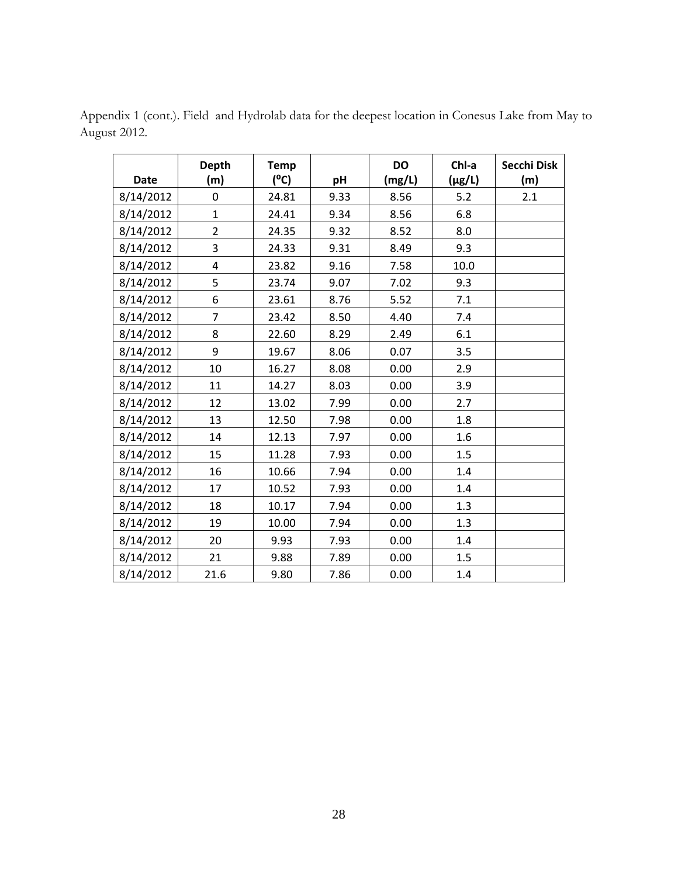Appendix 1 (cont.). Field and Hydrolab data for the deepest location in Conesus Lake from May to August 2012.

| Date | Depth (m) | Temp (°C) | pH | DO (mg/L) | Chl-a (µg/L) | Secchi Disk (m) |
|---|---|---|---|---|---|---|
| 8/14/2012 | 0 | 24.81 | 9.33 | 8.56 | 5.2 | 2.1 |
| 8/14/2012 | 1 | 24.41 | 9.34 | 8.56 | 6.8 | |
| 8/14/2012 | 2 | 24.35 | 9.32 | 8.52 | 8.0 | |
| 8/14/2012 | 3 | 24.33 | 9.31 | 8.49 | 9.3 | |
| 8/14/2012 | 4 | 23.82 | 9.16 | 7.58 | 10.0 | |
| 8/14/2012 | 5 | 23.74 | 9.07 | 7.02 | 9.3 | |
| 8/14/2012 | 6 | 23.61 | 8.76 | 5.52 | 7.1 | |
| 8/14/2012 | 7 | 23.42 | 8.50 | 4.40 | 7.4 | |
| 8/14/2012 | 8 | 22.60 | 8.29 | 2.49 | 6.1 | |
| 8/14/2012 | 9 | 19.67 | 8.06 | 0.07 | 3.5 | |
| 8/14/2012 | 10 | 16.27 | 8.08 | 0.00 | 2.9 | |
| 8/14/2012 | 11 | 14.27 | 8.03 | 0.00 | 3.9 | |
| 8/14/2012 | 12 | 13.02 | 7.99 | 0.00 | 2.7 | |
| 8/14/2012 | 13 | 12.50 | 7.98 | 0.00 | 1.8 | |
| 8/14/2012 | 14 | 12.13 | 7.97 | 0.00 | 1.6 | |
| 8/14/2012 | 15 | 11.28 | 7.93 | 0.00 | 1.5 | |
| 8/14/2012 | 16 | 10.66 | 7.94 | 0.00 | 1.4 | |
| 8/14/2012 | 17 | 10.52 | 7.93 | 0.00 | 1.4 | |
| 8/14/2012 | 18 | 10.17 | 7.94 | 0.00 | 1.3 | |
| 8/14/2012 | 19 | 10.00 | 7.94 | 0.00 | 1.3 | |
| 8/14/2012 | 20 | 9.93 | 7.93 | 0.00 | 1.4 | |
| 8/14/2012 | 21 | 9.88 | 7.89 | 0.00 | 1.5 | |
| 8/14/2012 | 21.6 | 9.80 | 7.86 | 0.00 | 1.4 | |